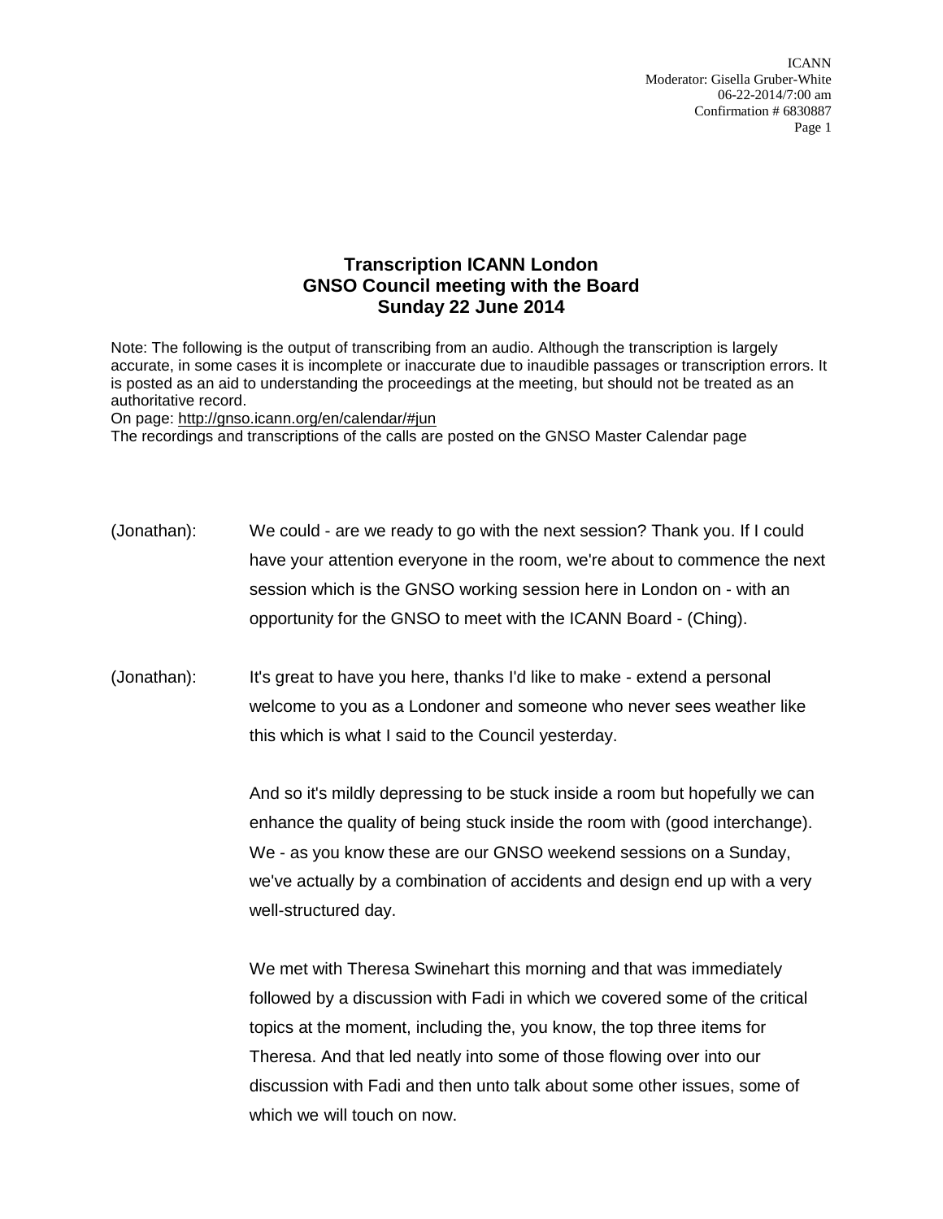# Transcription ICANN London
# GNSO Council meeting with the Board
# Sunday 22 June 2014

Note: The following is the output of transcribing from an audio. Although the transcription is largely accurate, in some cases it is incomplete or inaccurate due to inaudible passages or transcription errors. It is posted as an aid to understanding the proceedings at the meeting, but should not be treated as an authoritative record.
On page: http://gnso.icann.org/en/calendar/#jun
The recordings and transcriptions of the calls are posted on the GNSO Master Calendar page

(Jonathan): We could - are we ready to go with the next session? Thank you. If I could have your attention everyone in the room, we're about to commence the next session which is the GNSO working session here in London on - with an opportunity for the GNSO to meet with the ICANN Board - (Ching).

(Jonathan): It's great to have you here, thanks I'd like to make - extend a personal welcome to you as a Londoner and someone who never sees weather like this which is what I said to the Council yesterday.

And so it's mildly depressing to be stuck inside a room but hopefully we can enhance the quality of being stuck inside the room with (good interchange). We - as you know these are our GNSO weekend sessions on a Sunday, we've actually by a combination of accidents and design end up with a very well-structured day.

We met with Theresa Swinehart this morning and that was immediately followed by a discussion with Fadi in which we covered some of the critical topics at the moment, including the, you know, the top three items for Theresa. And that led neatly into some of those flowing over into our discussion with Fadi and then unto talk about some other issues, some of which we will touch on now.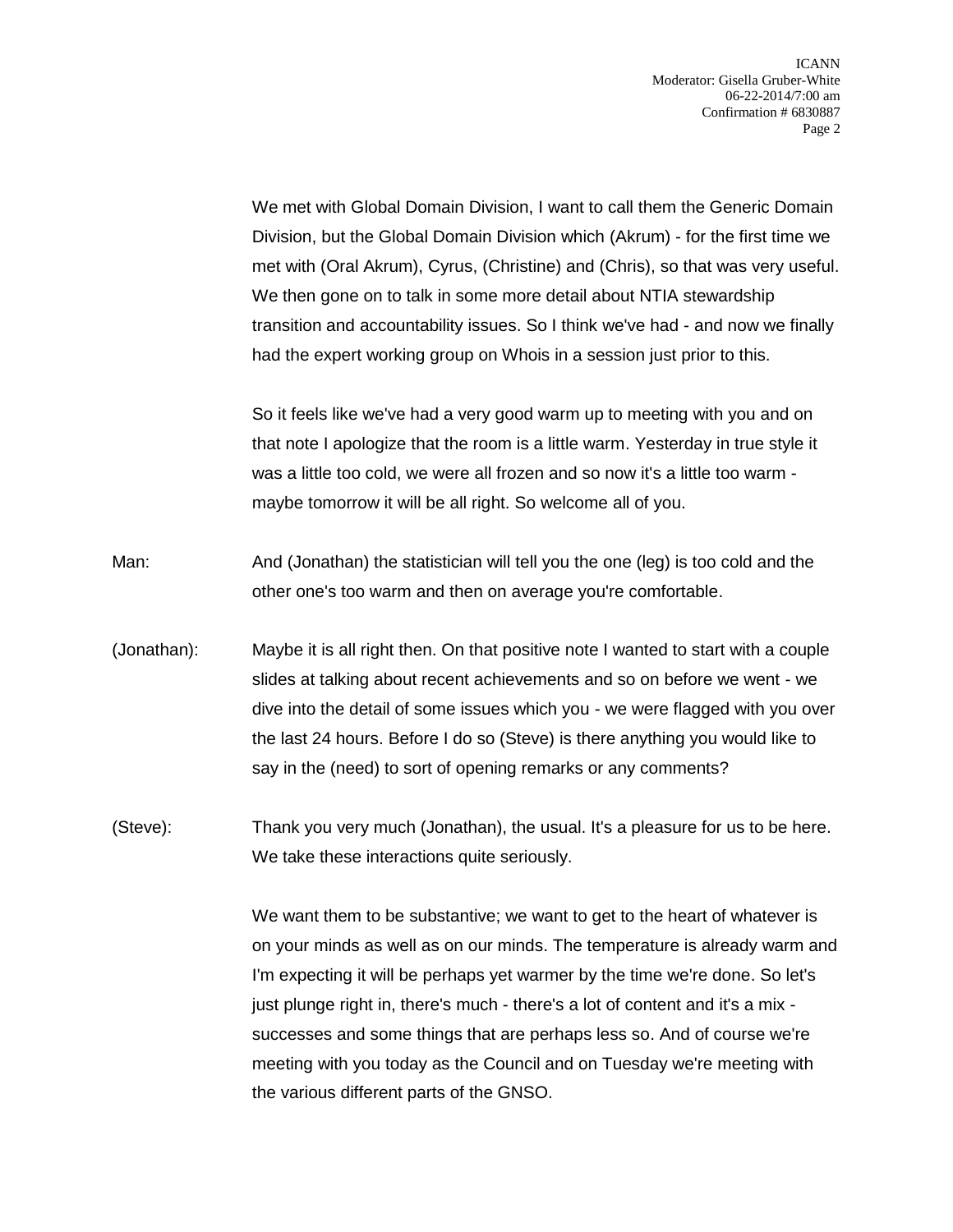We met with Global Domain Division, I want to call them the Generic Domain Division, but the Global Domain Division which (Akrum) - for the first time we met with (Oral Akrum), Cyrus, (Christine) and (Chris), so that was very useful. We then gone on to talk in some more detail about NTIA stewardship transition and accountability issues. So I think we've had - and now we finally had the expert working group on Whois in a session just prior to this.

So it feels like we've had a very good warm up to meeting with you and on that note I apologize that the room is a little warm. Yesterday in true style it was a little too cold, we were all frozen and so now it's a little too warm - maybe tomorrow it will be all right. So welcome all of you.

Man: And (Jonathan) the statistician will tell you the one (leg) is too cold and the other one's too warm and then on average you're comfortable.

(Jonathan): Maybe it is all right then. On that positive note I wanted to start with a couple slides at talking about recent achievements and so on before we went - we dive into the detail of some issues which you - we were flagged with you over the last 24 hours. Before I do so (Steve) is there anything you would like to say in the (need) to sort of opening remarks or any comments?

(Steve): Thank you very much (Jonathan), the usual. It's a pleasure for us to be here. We take these interactions quite seriously.

We want them to be substantive; we want to get to the heart of whatever is on your minds as well as on our minds. The temperature is already warm and I'm expecting it will be perhaps yet warmer by the time we're done. So let's just plunge right in, there's much - there's a lot of content and it's a mix - successes and some things that are perhaps less so. And of course we're meeting with you today as the Council and on Tuesday we're meeting with the various different parts of the GNSO.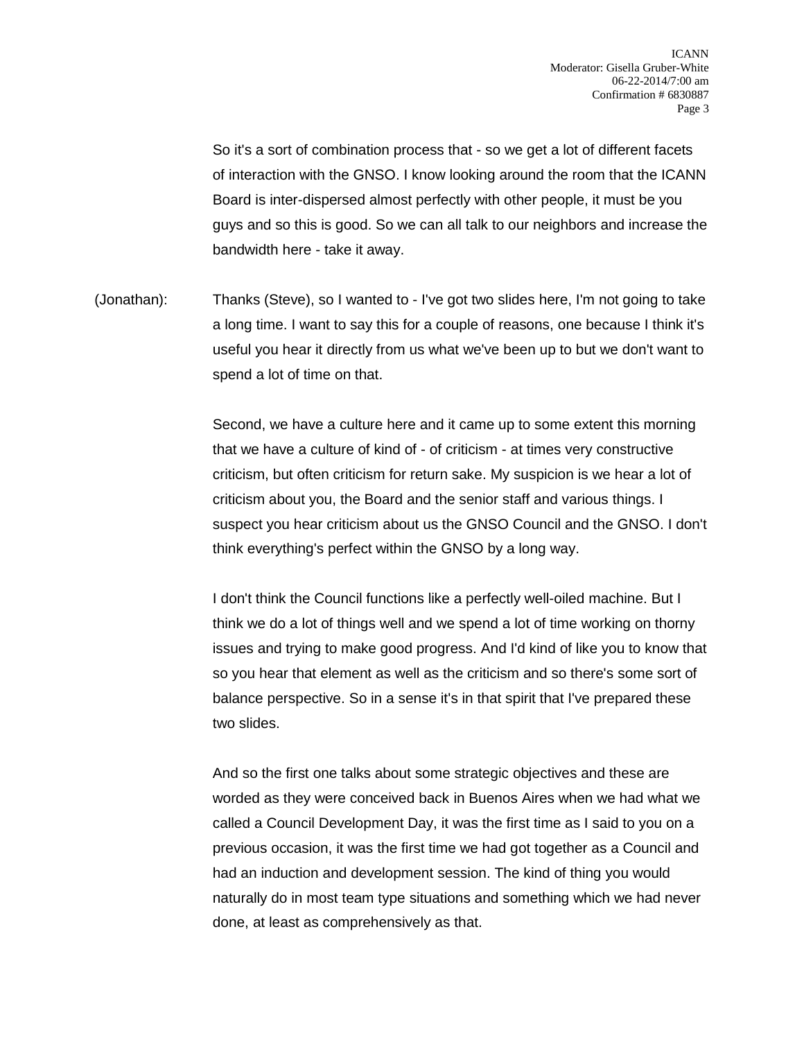So it's a sort of combination process that - so we get a lot of different facets of interaction with the GNSO. I know looking around the room that the ICANN Board is inter-dispersed almost perfectly with other people, it must be you guys and so this is good. So we can all talk to our neighbors and increase the bandwidth here - take it away.

(Jonathan): Thanks (Steve), so I wanted to - I've got two slides here, I'm not going to take a long time. I want to say this for a couple of reasons, one because I think it's useful you hear it directly from us what we've been up to but we don't want to spend a lot of time on that.

Second, we have a culture here and it came up to some extent this morning that we have a culture of kind of - of criticism - at times very constructive criticism, but often criticism for return sake. My suspicion is we hear a lot of criticism about you, the Board and the senior staff and various things. I suspect you hear criticism about us the GNSO Council and the GNSO. I don't think everything's perfect within the GNSO by a long way.

I don't think the Council functions like a perfectly well-oiled machine. But I think we do a lot of things well and we spend a lot of time working on thorny issues and trying to make good progress. And I'd kind of like you to know that so you hear that element as well as the criticism and so there's some sort of balance perspective. So in a sense it's in that spirit that I've prepared these two slides.

And so the first one talks about some strategic objectives and these are worded as they were conceived back in Buenos Aires when we had what we called a Council Development Day, it was the first time as I said to you on a previous occasion, it was the first time we had got together as a Council and had an induction and development session. The kind of thing you would naturally do in most team type situations and something which we had never done, at least as comprehensively as that.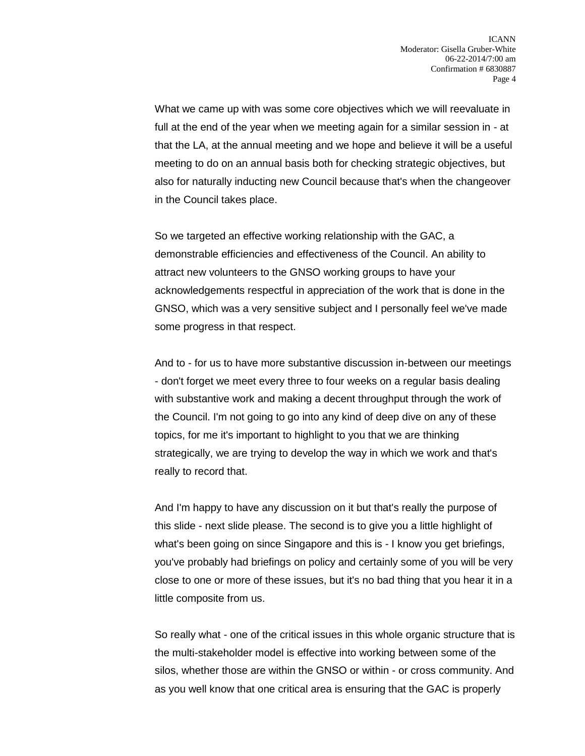What we came up with was some core objectives which we will reevaluate in full at the end of the year when we meeting again for a similar session in - at that the LA, at the annual meeting and we hope and believe it will be a useful meeting to do on an annual basis both for checking strategic objectives, but also for naturally inducting new Council because that's when the changeover in the Council takes place.

So we targeted an effective working relationship with the GAC, a demonstrable efficiencies and effectiveness of the Council. An ability to attract new volunteers to the GNSO working groups to have your acknowledgements respectful in appreciation of the work that is done in the GNSO, which was a very sensitive subject and I personally feel we've made some progress in that respect.

And to - for us to have more substantive discussion in-between our meetings - don't forget we meet every three to four weeks on a regular basis dealing with substantive work and making a decent throughput through the work of the Council. I'm not going to go into any kind of deep dive on any of these topics, for me it's important to highlight to you that we are thinking strategically, we are trying to develop the way in which we work and that's really to record that.

And I'm happy to have any discussion on it but that's really the purpose of this slide - next slide please. The second is to give you a little highlight of what's been going on since Singapore and this is - I know you get briefings, you've probably had briefings on policy and certainly some of you will be very close to one or more of these issues, but it's no bad thing that you hear it in a little composite from us.

So really what - one of the critical issues in this whole organic structure that is the multi-stakeholder model is effective into working between some of the silos, whether those are within the GNSO or within - or cross community. And as you well know that one critical area is ensuring that the GAC is properly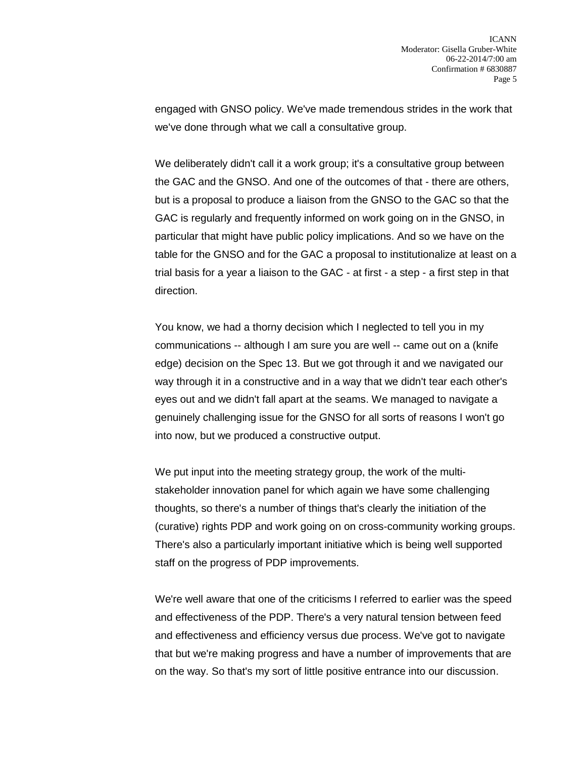engaged with GNSO policy. We've made tremendous strides in the work that we've done through what we call a consultative group.

We deliberately didn't call it a work group; it's a consultative group between the GAC and the GNSO. And one of the outcomes of that - there are others, but is a proposal to produce a liaison from the GNSO to the GAC so that the GAC is regularly and frequently informed on work going on in the GNSO, in particular that might have public policy implications. And so we have on the table for the GNSO and for the GAC a proposal to institutionalize at least on a trial basis for a year a liaison to the GAC - at first - a step - a first step in that direction.

You know, we had a thorny decision which I neglected to tell you in my communications -- although I am sure you are well -- came out on a (knife edge) decision on the Spec 13. But we got through it and we navigated our way through it in a constructive and in a way that we didn't tear each other's eyes out and we didn't fall apart at the seams. We managed to navigate a genuinely challenging issue for the GNSO for all sorts of reasons I won't go into now, but we produced a constructive output.

We put input into the meeting strategy group, the work of the multi-stakeholder innovation panel for which again we have some challenging thoughts, so there's a number of things that's clearly the initiation of the (curative) rights PDP and work going on on cross-community working groups. There's also a particularly important initiative which is being well supported staff on the progress of PDP improvements.

We're well aware that one of the criticisms I referred to earlier was the speed and effectiveness of the PDP. There's a very natural tension between feed and effectiveness and efficiency versus due process. We've got to navigate that but we're making progress and have a number of improvements that are on the way. So that's my sort of little positive entrance into our discussion.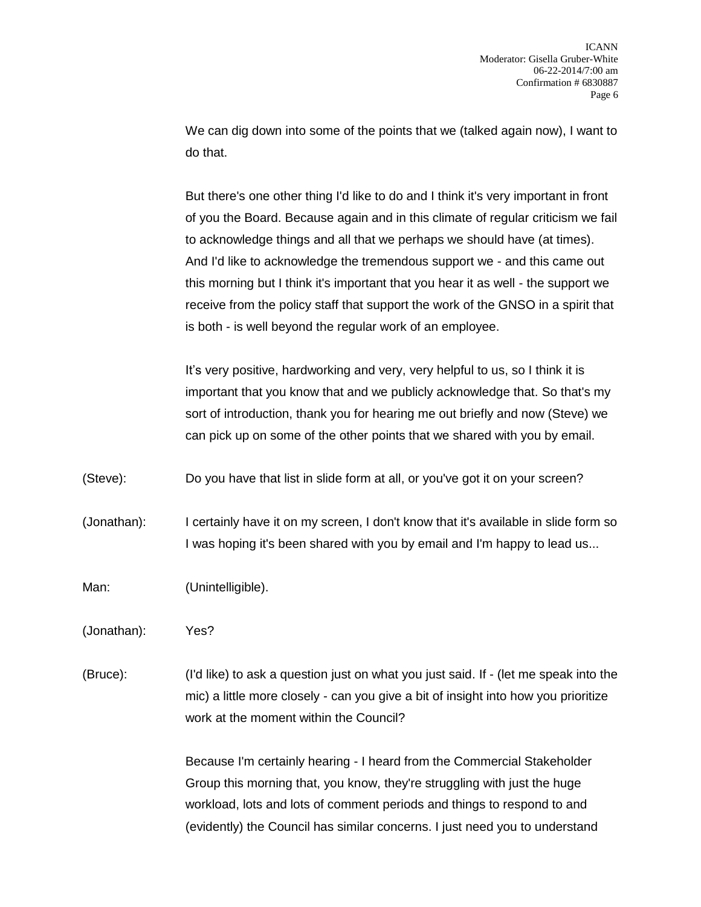We can dig down into some of the points that we (talked again now), I want to do that.

But there's one other thing I'd like to do and I think it's very important in front of you the Board. Because again and in this climate of regular criticism we fail to acknowledge things and all that we perhaps we should have (at times). And I'd like to acknowledge the tremendous support we - and this came out this morning but I think it's important that you hear it as well - the support we receive from the policy staff that support the work of the GNSO in a spirit that is both - is well beyond the regular work of an employee.

It's very positive, hardworking and very, very helpful to us, so I think it is important that you know that and we publicly acknowledge that. So that's my sort of introduction, thank you for hearing me out briefly and now (Steve) we can pick up on some of the other points that we shared with you by email.

(Steve): Do you have that list in slide form at all, or you've got it on your screen?

(Jonathan): I certainly have it on my screen, I don't know that it's available in slide form so I was hoping it's been shared with you by email and I'm happy to lead us...

Man: (Unintelligible).

(Jonathan): Yes?

(Bruce): (I'd like) to ask a question just on what you just said. If - (let me speak into the mic) a little more closely - can you give a bit of insight into how you prioritize work at the moment within the Council?

Because I'm certainly hearing - I heard from the Commercial Stakeholder Group this morning that, you know, they're struggling with just the huge workload, lots and lots of comment periods and things to respond to and (evidently) the Council has similar concerns. I just need you to understand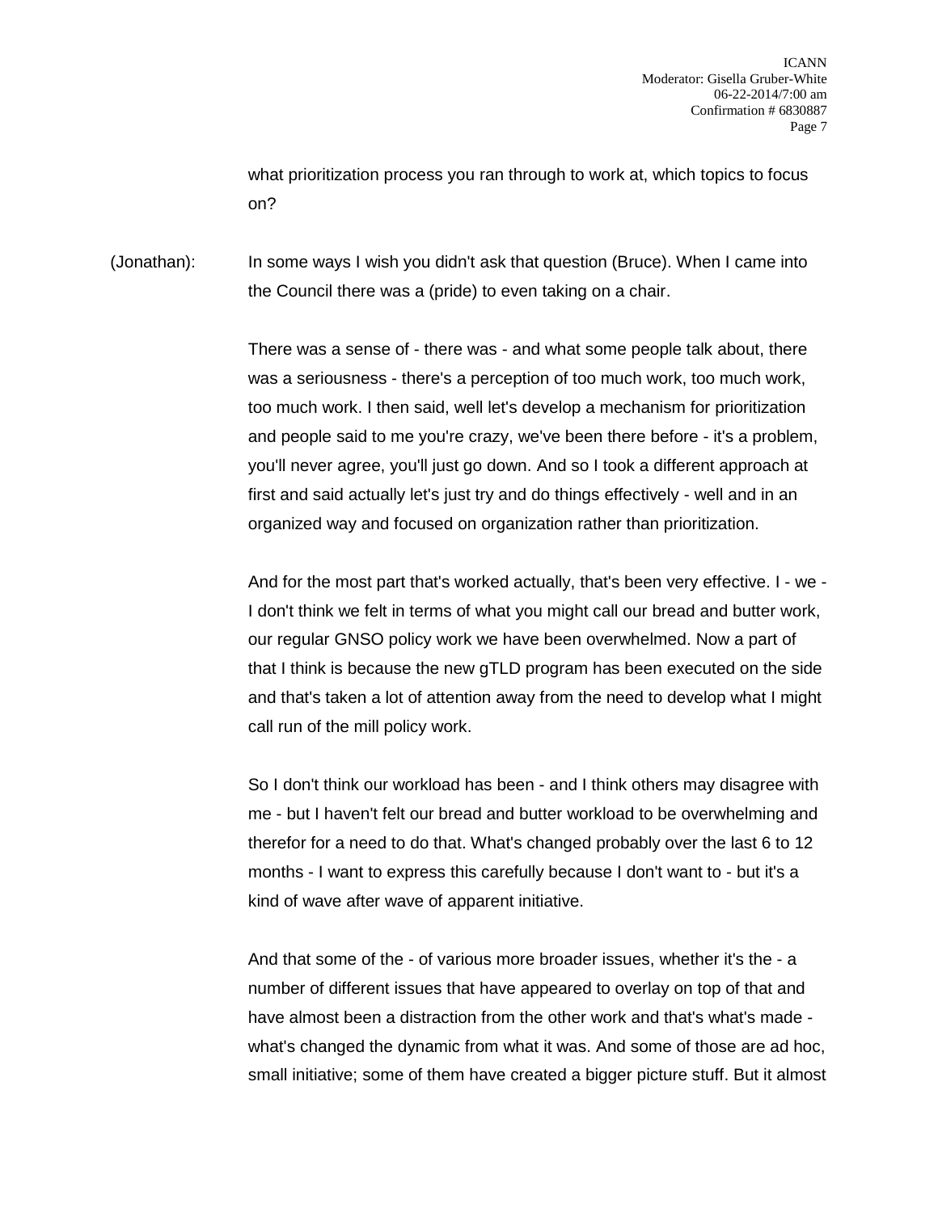what prioritization process you ran through to work at, which topics to focus on?

(Jonathan): In some ways I wish you didn't ask that question (Bruce). When I came into the Council there was a (pride) to even taking on a chair.

There was a sense of - there was - and what some people talk about, there was a seriousness - there's a perception of too much work, too much work, too much work. I then said, well let's develop a mechanism for prioritization and people said to me you're crazy, we've been there before - it's a problem, you'll never agree, you'll just go down. And so I took a different approach at first and said actually let's just try and do things effectively - well and in an organized way and focused on organization rather than prioritization.

And for the most part that's worked actually, that's been very effective. I - we - I don't think we felt in terms of what you might call our bread and butter work, our regular GNSO policy work we have been overwhelmed. Now a part of that I think is because the new gTLD program has been executed on the side and that's taken a lot of attention away from the need to develop what I might call run of the mill policy work.

So I don't think our workload has been - and I think others may disagree with me - but I haven't felt our bread and butter workload to be overwhelming and therefor for a need to do that. What's changed probably over the last 6 to 12 months - I want to express this carefully because I don't want to - but it's a kind of wave after wave of apparent initiative.

And that some of the - of various more broader issues, whether it's the - a number of different issues that have appeared to overlay on top of that and have almost been a distraction from the other work and that's what's made - what's changed the dynamic from what it was. And some of those are ad hoc, small initiative; some of them have created a bigger picture stuff. But it almost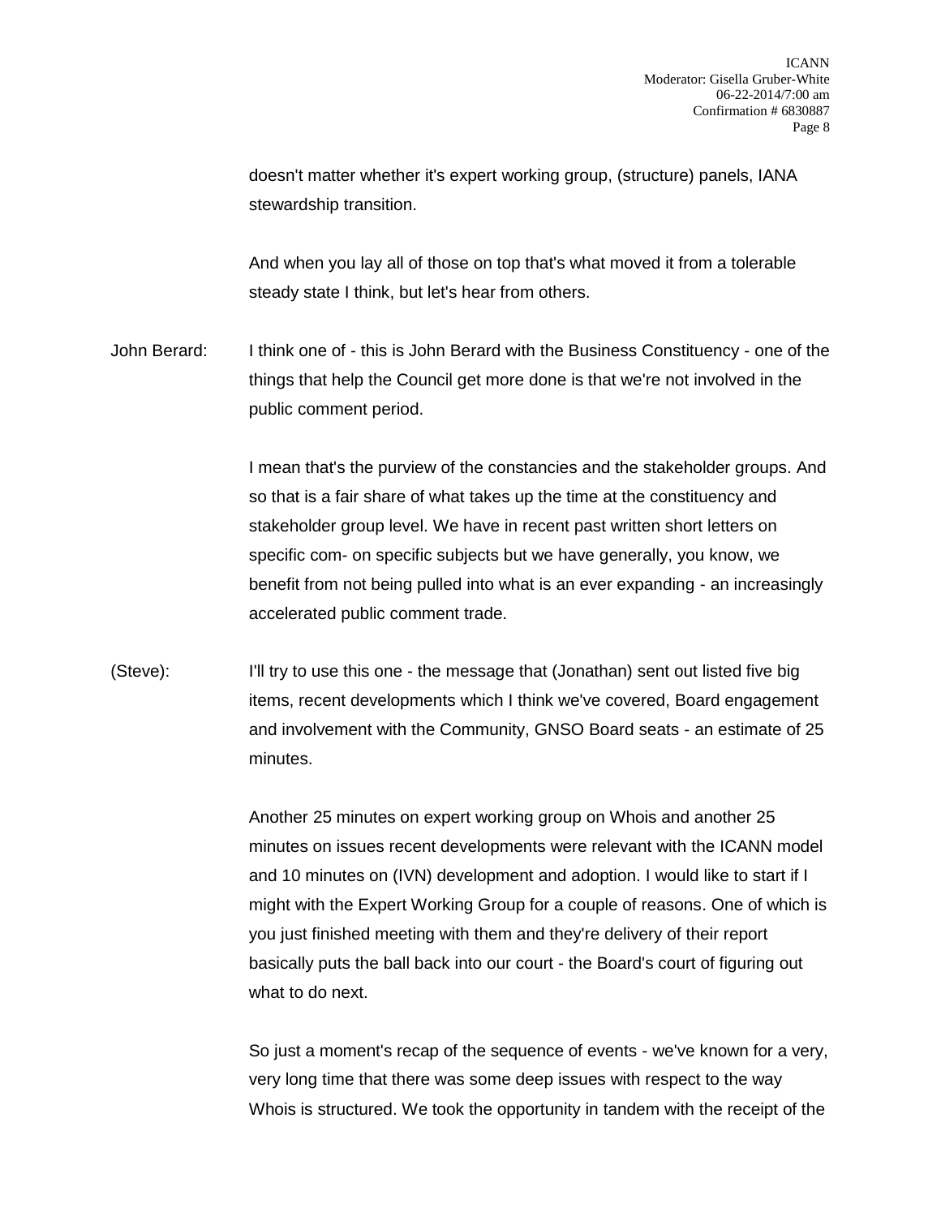doesn't matter whether it's expert working group, (structure) panels, IANA stewardship transition.

And when you lay all of those on top that's what moved it from a tolerable steady state I think, but let's hear from others.

John Berard: I think one of - this is John Berard with the Business Constituency - one of the things that help the Council get more done is that we're not involved in the public comment period.

I mean that's the purview of the constancies and the stakeholder groups. And so that is a fair share of what takes up the time at the constituency and stakeholder group level. We have in recent past written short letters on specific com- on specific subjects but we have generally, you know, we benefit from not being pulled into what is an ever expanding - an increasingly accelerated public comment trade.

(Steve): I'll try to use this one - the message that (Jonathan) sent out listed five big items, recent developments which I think we've covered, Board engagement and involvement with the Community, GNSO Board seats - an estimate of 25 minutes.

Another 25 minutes on expert working group on Whois and another 25 minutes on issues recent developments were relevant with the ICANN model and 10 minutes on (IVN) development and adoption. I would like to start if I might with the Expert Working Group for a couple of reasons. One of which is you just finished meeting with them and they're delivery of their report basically puts the ball back into our court - the Board's court of figuring out what to do next.

So just a moment's recap of the sequence of events - we've known for a very, very long time that there was some deep issues with respect to the way Whois is structured. We took the opportunity in tandem with the receipt of the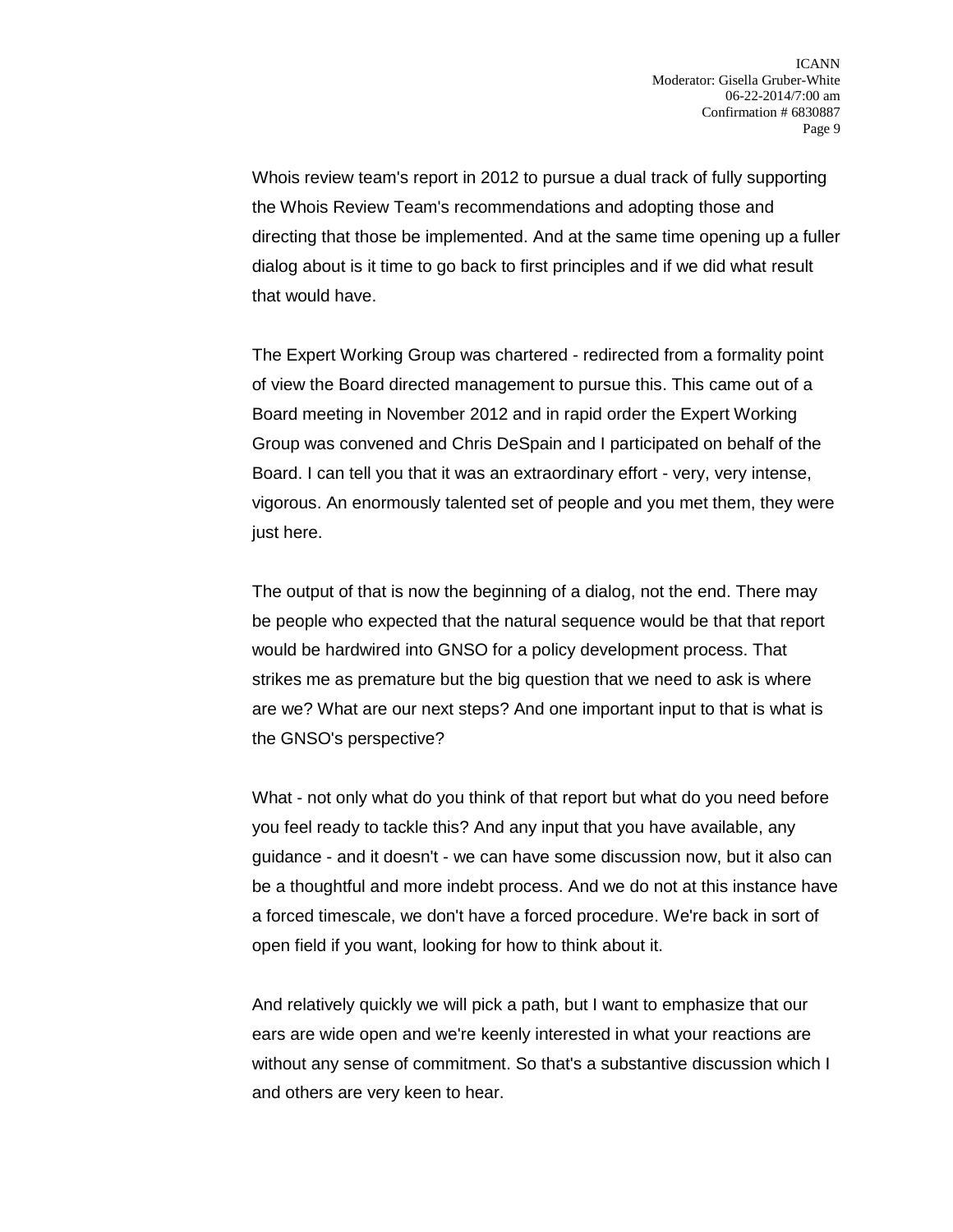Whois review team's report in 2012 to pursue a dual track of fully supporting the Whois Review Team's recommendations and adopting those and directing that those be implemented. And at the same time opening up a fuller dialog about is it time to go back to first principles and if we did what result that would have.

The Expert Working Group was chartered - redirected from a formality point of view the Board directed management to pursue this. This came out of a Board meeting in November 2012 and in rapid order the Expert Working Group was convened and Chris DeSpain and I participated on behalf of the Board. I can tell you that it was an extraordinary effort - very, very intense, vigorous. An enormously talented set of people and you met them, they were just here.

The output of that is now the beginning of a dialog, not the end. There may be people who expected that the natural sequence would be that that report would be hardwired into GNSO for a policy development process. That strikes me as premature but the big question that we need to ask is where are we? What are our next steps? And one important input to that is what is the GNSO's perspective?

What - not only what do you think of that report but what do you need before you feel ready to tackle this? And any input that you have available, any guidance - and it doesn't - we can have some discussion now, but it also can be a thoughtful and more indebt process. And we do not at this instance have a forced timescale, we don't have a forced procedure. We're back in sort of open field if you want, looking for how to think about it.

And relatively quickly we will pick a path, but I want to emphasize that our ears are wide open and we're keenly interested in what your reactions are without any sense of commitment. So that's a substantive discussion which I and others are very keen to hear.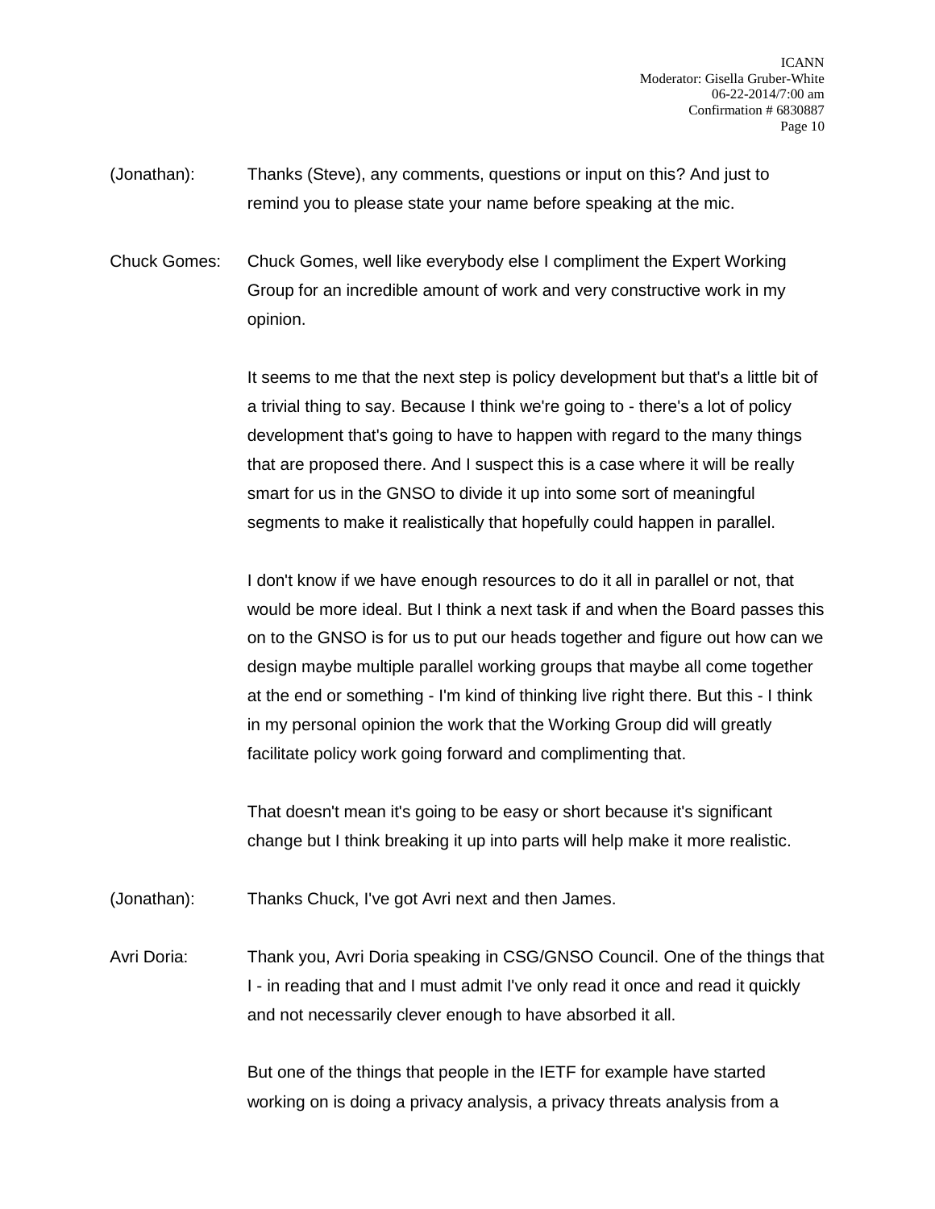(Jonathan): Thanks (Steve), any comments, questions or input on this? And just to remind you to please state your name before speaking at the mic.

Chuck Gomes: Chuck Gomes, well like everybody else I compliment the Expert Working Group for an incredible amount of work and very constructive work in my opinion.

It seems to me that the next step is policy development but that's a little bit of a trivial thing to say. Because I think we're going to - there's a lot of policy development that's going to have to happen with regard to the many things that are proposed there. And I suspect this is a case where it will be really smart for us in the GNSO to divide it up into some sort of meaningful segments to make it realistically that hopefully could happen in parallel.

I don't know if we have enough resources to do it all in parallel or not, that would be more ideal. But I think a next task if and when the Board passes this on to the GNSO is for us to put our heads together and figure out how can we design maybe multiple parallel working groups that maybe all come together at the end or something - I'm kind of thinking live right there. But this - I think in my personal opinion the work that the Working Group did will greatly facilitate policy work going forward and complimenting that.

That doesn't mean it's going to be easy or short because it's significant change but I think breaking it up into parts will help make it more realistic.

(Jonathan): Thanks Chuck, I've got Avri next and then James.

Avri Doria: Thank you, Avri Doria speaking in CSG/GNSO Council. One of the things that I - in reading that and I must admit I've only read it once and read it quickly and not necessarily clever enough to have absorbed it all.

But one of the things that people in the IETF for example have started working on is doing a privacy analysis, a privacy threats analysis from a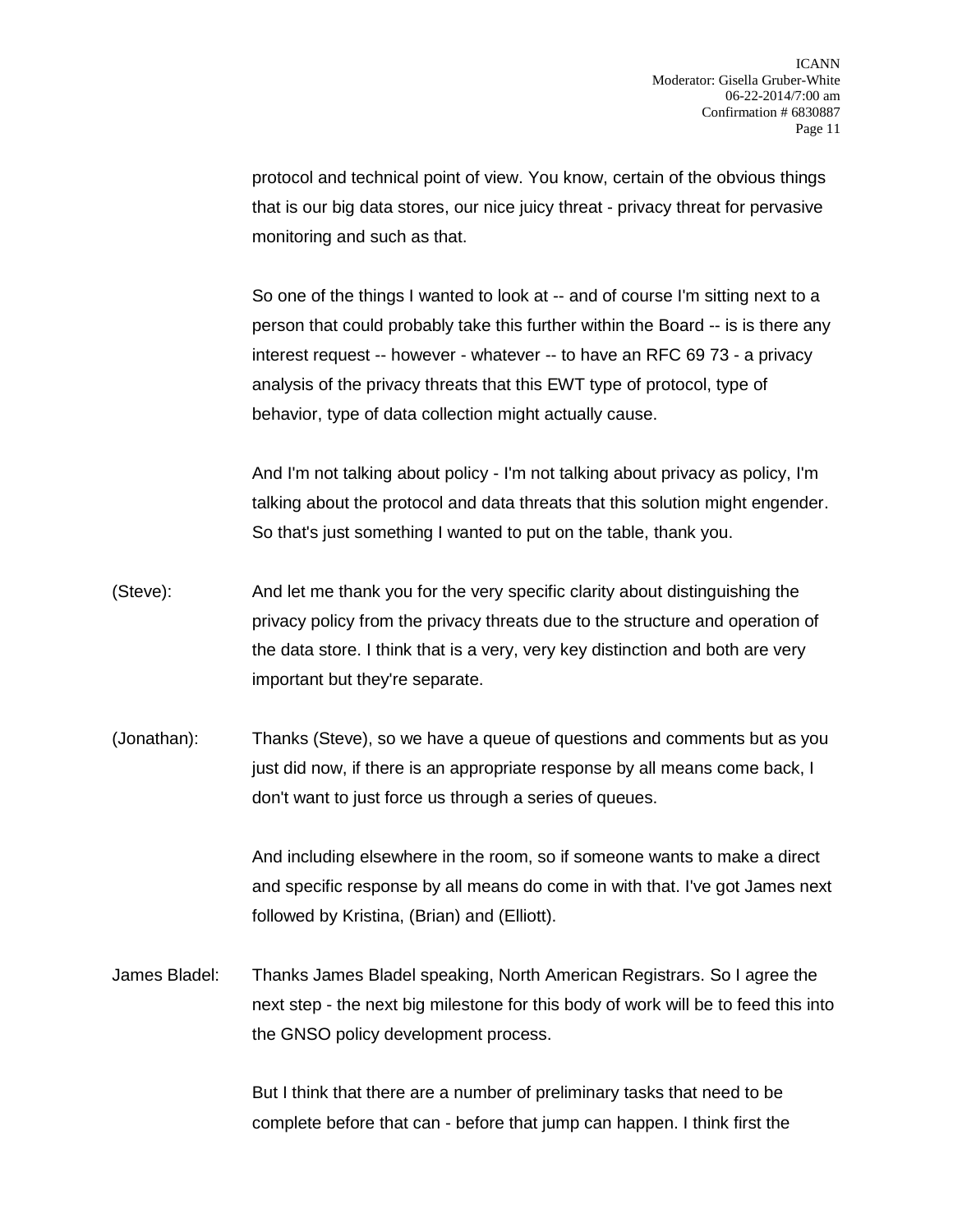protocol and technical point of view. You know, certain of the obvious things that is our big data stores, our nice juicy threat - privacy threat for pervasive monitoring and such as that.

So one of the things I wanted to look at -- and of course I'm sitting next to a person that could probably take this further within the Board -- is is there any interest request -- however - whatever -- to have an RFC 69 73 - a privacy analysis of the privacy threats that this EWT type of protocol, type of behavior, type of data collection might actually cause.

And I'm not talking about policy - I'm not talking about privacy as policy, I'm talking about the protocol and data threats that this solution might engender. So that's just something I wanted to put on the table, thank you.

(Steve): And let me thank you for the very specific clarity about distinguishing the privacy policy from the privacy threats due to the structure and operation of the data store. I think that is a very, very key distinction and both are very important but they're separate.

(Jonathan): Thanks (Steve), so we have a queue of questions and comments but as you just did now, if there is an appropriate response by all means come back, I don't want to just force us through a series of queues.

And including elsewhere in the room, so if someone wants to make a direct and specific response by all means do come in with that. I've got James next followed by Kristina, (Brian) and (Elliott).

James Bladel: Thanks James Bladel speaking, North American Registrars. So I agree the next step - the next big milestone for this body of work will be to feed this into the GNSO policy development process.

But I think that there are a number of preliminary tasks that need to be complete before that can - before that jump can happen. I think first the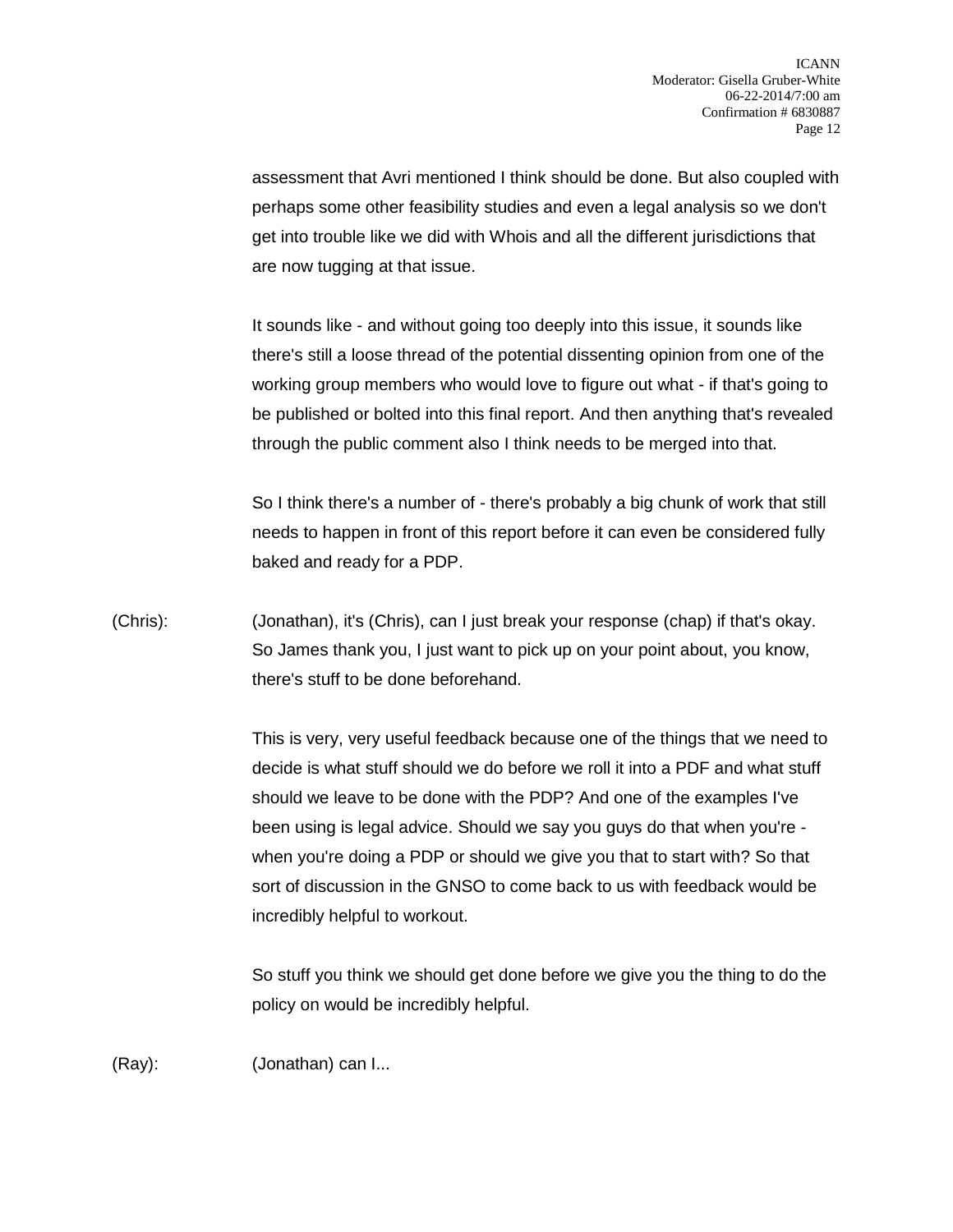assessment that Avri mentioned I think should be done. But also coupled with perhaps some other feasibility studies and even a legal analysis so we don't get into trouble like we did with Whois and all the different jurisdictions that are now tugging at that issue.

It sounds like - and without going too deeply into this issue, it sounds like there's still a loose thread of the potential dissenting opinion from one of the working group members who would love to figure out what - if that's going to be published or bolted into this final report. And then anything that's revealed through the public comment also I think needs to be merged into that.

So I think there's a number of - there's probably a big chunk of work that still needs to happen in front of this report before it can even be considered fully baked and ready for a PDP.

(Chris): (Jonathan), it's (Chris), can I just break your response (chap) if that's okay. So James thank you, I just want to pick up on your point about, you know, there's stuff to be done beforehand.

This is very, very useful feedback because one of the things that we need to decide is what stuff should we do before we roll it into a PDF and what stuff should we leave to be done with the PDP? And one of the examples I've been using is legal advice. Should we say you guys do that when you're - when you're doing a PDP or should we give you that to start with? So that sort of discussion in the GNSO to come back to us with feedback would be incredibly helpful to workout.

So stuff you think we should get done before we give you the thing to do the policy on would be incredibly helpful.

(Ray): (Jonathan) can I...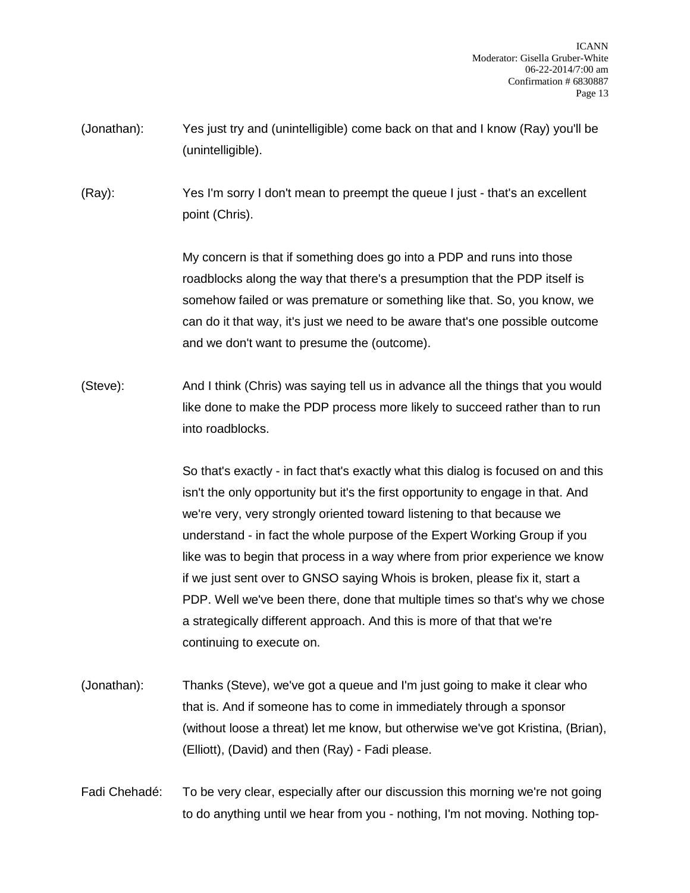(Jonathan): Yes just try and (unintelligible) come back on that and I know (Ray) you'll be (unintelligible).

(Ray): Yes I'm sorry I don't mean to preempt the queue I just - that's an excellent point (Chris).

My concern is that if something does go into a PDP and runs into those roadblocks along the way that there's a presumption that the PDP itself is somehow failed or was premature or something like that. So, you know, we can do it that way, it's just we need to be aware that's one possible outcome and we don't want to presume the (outcome).

(Steve): And I think (Chris) was saying tell us in advance all the things that you would like done to make the PDP process more likely to succeed rather than to run into roadblocks.

So that's exactly - in fact that's exactly what this dialog is focused on and this isn't the only opportunity but it's the first opportunity to engage in that. And we're very, very strongly oriented toward listening to that because we understand - in fact the whole purpose of the Expert Working Group if you like was to begin that process in a way where from prior experience we know if we just sent over to GNSO saying Whois is broken, please fix it, start a PDP. Well we've been there, done that multiple times so that's why we chose a strategically different approach. And this is more of that that we're continuing to execute on.

(Jonathan): Thanks (Steve), we've got a queue and I'm just going to make it clear who that is. And if someone has to come in immediately through a sponsor (without loose a threat) let me know, but otherwise we've got Kristina, (Brian), (Elliott), (David) and then (Ray) - Fadi please.

Fadi Chehadé: To be very clear, especially after our discussion this morning we're not going to do anything until we hear from you - nothing, I'm not moving. Nothing top-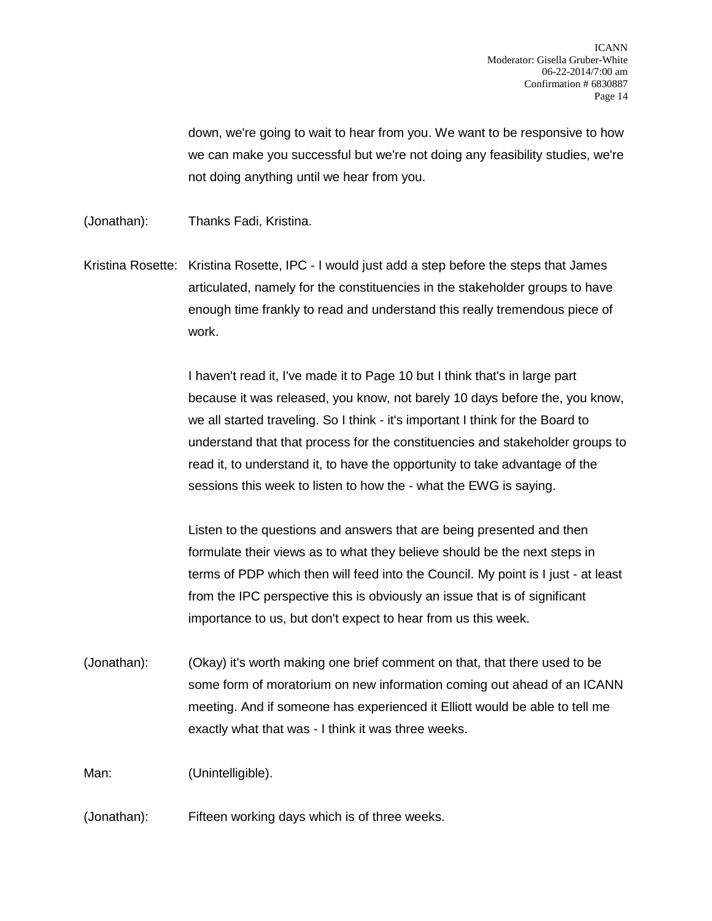down, we're going to wait to hear from you. We want to be responsive to how we can make you successful but we're not doing any feasibility studies, we're not doing anything until we hear from you.

(Jonathan): Thanks Fadi, Kristina.

Kristina Rosette: Kristina Rosette, IPC - I would just add a step before the steps that James articulated, namely for the constituencies in the stakeholder groups to have enough time frankly to read and understand this really tremendous piece of work.

I haven't read it, I've made it to Page 10 but I think that's in large part because it was released, you know, not barely 10 days before the, you know, we all started traveling. So I think - it's important I think for the Board to understand that that process for the constituencies and stakeholder groups to read it, to understand it, to have the opportunity to take advantage of the sessions this week to listen to how the - what the EWG is saying.

Listen to the questions and answers that are being presented and then formulate their views as to what they believe should be the next steps in terms of PDP which then will feed into the Council. My point is I just - at least from the IPC perspective this is obviously an issue that is of significant importance to us, but don't expect to hear from us this week.

(Jonathan): (Okay) it's worth making one brief comment on that, that there used to be some form of moratorium on new information coming out ahead of an ICANN meeting. And if someone has experienced it Elliott would be able to tell me exactly what that was - I think it was three weeks.

Man: (Unintelligible).

(Jonathan): Fifteen working days which is of three weeks.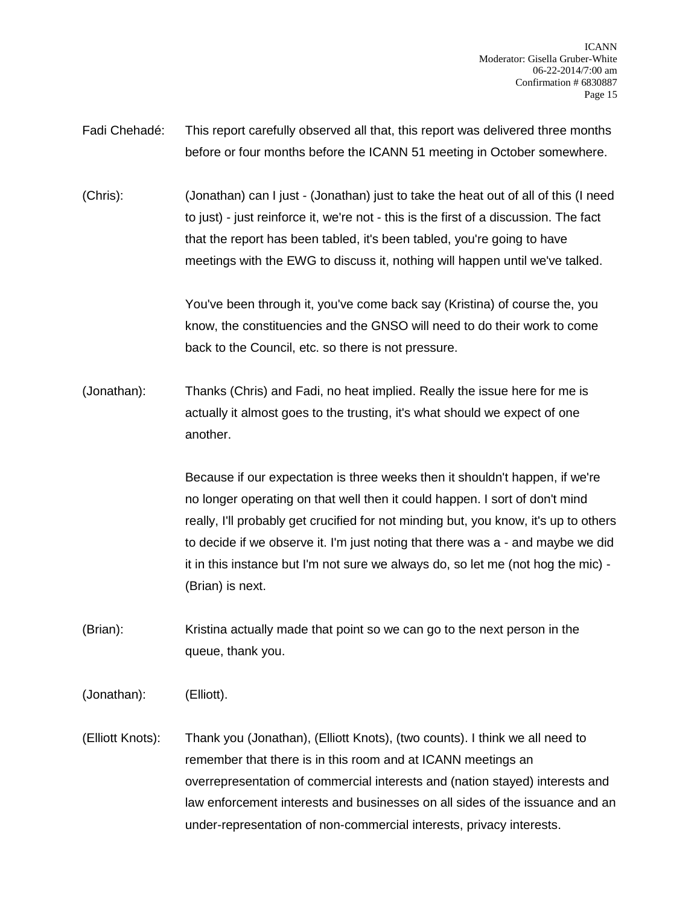Fadi Chehadé: This report carefully observed all that, this report was delivered three months before or four months before the ICANN 51 meeting in October somewhere.

(Chris): (Jonathan) can I just - (Jonathan) just to take the heat out of all of this (I need to just) - just reinforce it, we're not - this is the first of a discussion. The fact that the report has been tabled, it's been tabled, you're going to have meetings with the EWG to discuss it, nothing will happen until we've talked.

You've been through it, you've come back say (Kristina) of course the, you know, the constituencies and the GNSO will need to do their work to come back to the Council, etc. so there is not pressure.

(Jonathan): Thanks (Chris) and Fadi, no heat implied. Really the issue here for me is actually it almost goes to the trusting, it's what should we expect of one another.

Because if our expectation is three weeks then it shouldn't happen, if we're no longer operating on that well then it could happen. I sort of don't mind really, I'll probably get crucified for not minding but, you know, it's up to others to decide if we observe it. I'm just noting that there was a - and maybe we did it in this instance but I'm not sure we always do, so let me (not hog the mic) - (Brian) is next.

(Brian): Kristina actually made that point so we can go to the next person in the queue, thank you.

(Jonathan): (Elliott).

(Elliott Knots): Thank you (Jonathan), (Elliott Knots), (two counts). I think we all need to remember that there is in this room and at ICANN meetings an overrepresentation of commercial interests and (nation stayed) interests and law enforcement interests and businesses on all sides of the issuance and an under-representation of non-commercial interests, privacy interests.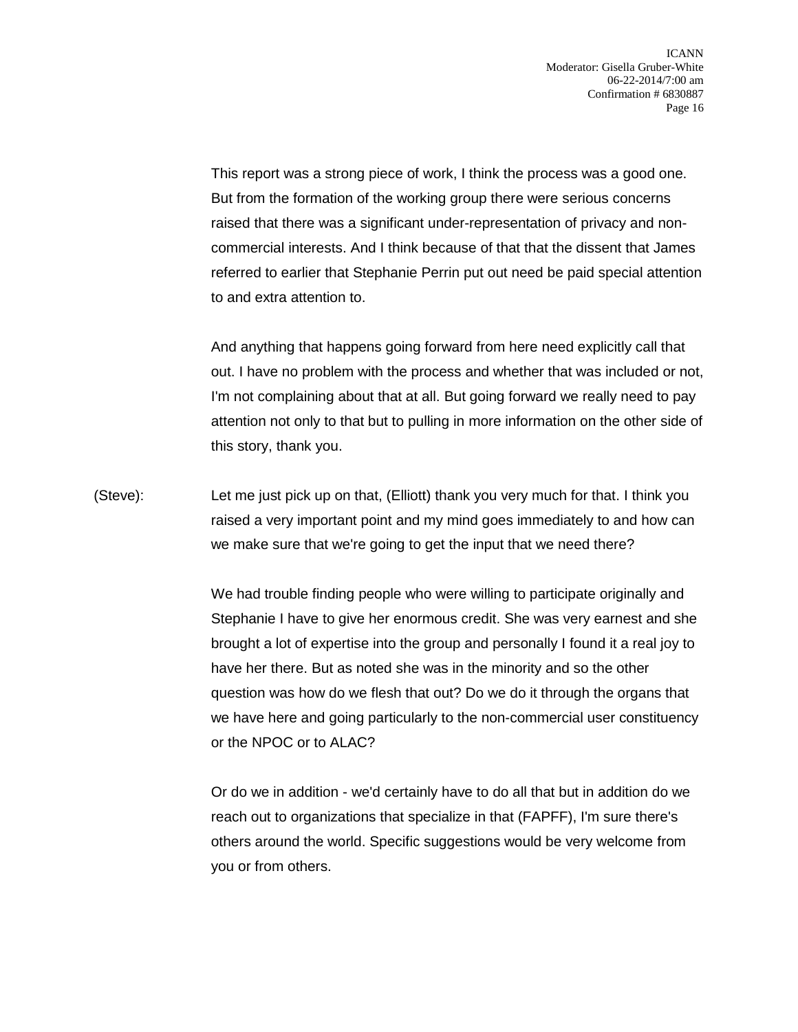This report was a strong piece of work, I think the process was a good one. But from the formation of the working group there were serious concerns raised that there was a significant under-representation of privacy and non-commercial interests. And I think because of that that the dissent that James referred to earlier that Stephanie Perrin put out need be paid special attention to and extra attention to.

And anything that happens going forward from here need explicitly call that out. I have no problem with the process and whether that was included or not, I'm not complaining about that at all. But going forward we really need to pay attention not only to that but to pulling in more information on the other side of this story, thank you.

(Steve): Let me just pick up on that, (Elliott) thank you very much for that. I think you raised a very important point and my mind goes immediately to and how can we make sure that we're going to get the input that we need there?

We had trouble finding people who were willing to participate originally and Stephanie I have to give her enormous credit. She was very earnest and she brought a lot of expertise into the group and personally I found it a real joy to have her there. But as noted she was in the minority and so the other question was how do we flesh that out? Do we do it through the organs that we have here and going particularly to the non-commercial user constituency or the NPOC or to ALAC?

Or do we in addition - we'd certainly have to do all that but in addition do we reach out to organizations that specialize in that (FAPFF), I'm sure there's others around the world. Specific suggestions would be very welcome from you or from others.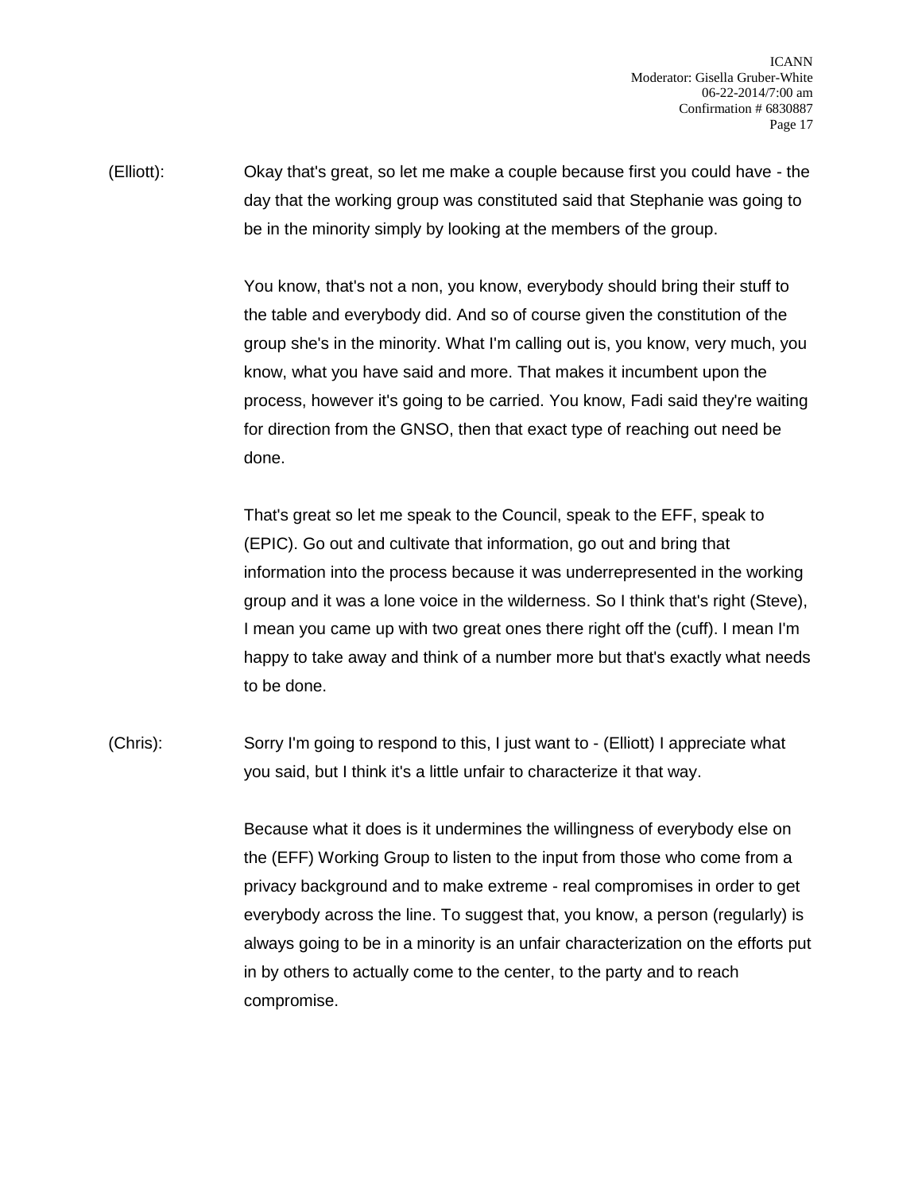(Elliott): Okay that's great, so let me make a couple because first you could have - the day that the working group was constituted said that Stephanie was going to be in the minority simply by looking at the members of the group.

You know, that's not a non, you know, everybody should bring their stuff to the table and everybody did. And so of course given the constitution of the group she's in the minority. What I'm calling out is, you know, very much, you know, what you have said and more. That makes it incumbent upon the process, however it's going to be carried. You know, Fadi said they're waiting for direction from the GNSO, then that exact type of reaching out need be done.

That's great so let me speak to the Council, speak to the EFF, speak to (EPIC). Go out and cultivate that information, go out and bring that information into the process because it was underrepresented in the working group and it was a lone voice in the wilderness. So I think that's right (Steve), I mean you came up with two great ones there right off the (cuff). I mean I'm happy to take away and think of a number more but that's exactly what needs to be done.

(Chris): Sorry I'm going to respond to this, I just want to - (Elliott) I appreciate what you said, but I think it's a little unfair to characterize it that way.

Because what it does is it undermines the willingness of everybody else on the (EFF) Working Group to listen to the input from those who come from a privacy background and to make extreme - real compromises in order to get everybody across the line. To suggest that, you know, a person (regularly) is always going to be in a minority is an unfair characterization on the efforts put in by others to actually come to the center, to the party and to reach compromise.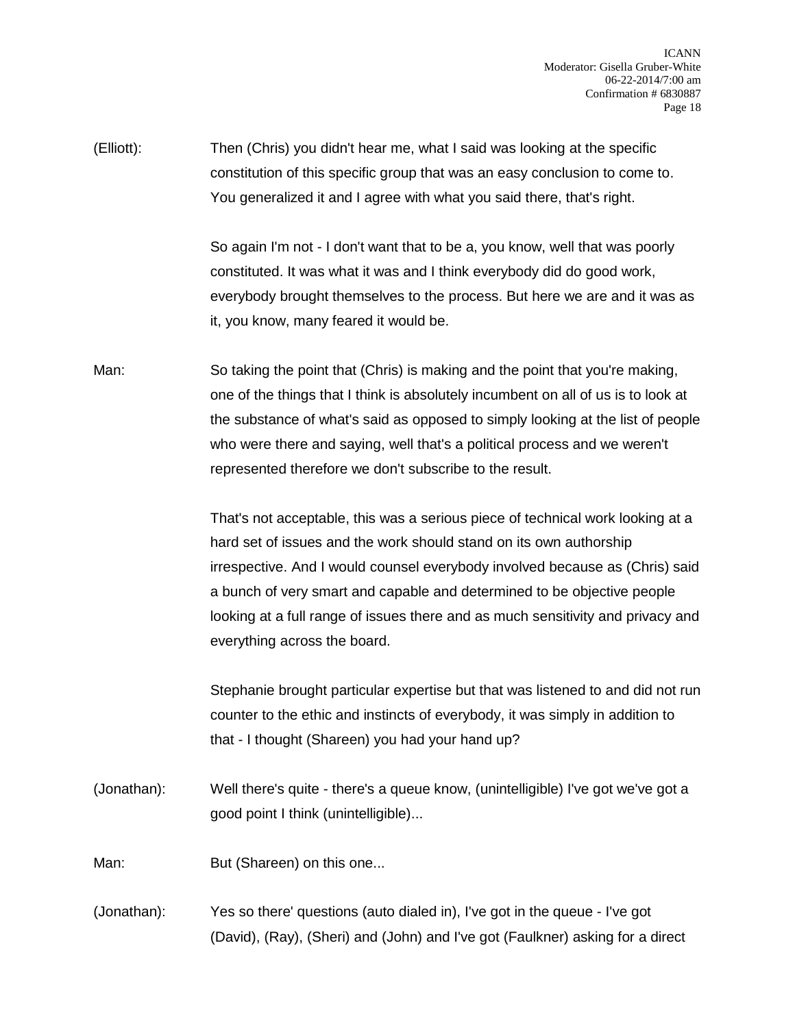(Elliott): Then (Chris) you didn't hear me, what I said was looking at the specific constitution of this specific group that was an easy conclusion to come to. You generalized it and I agree with what you said there, that's right.

So again I'm not - I don't want that to be a, you know, well that was poorly constituted. It was what it was and I think everybody did do good work, everybody brought themselves to the process. But here we are and it was as it, you know, many feared it would be.

Man: So taking the point that (Chris) is making and the point that you're making, one of the things that I think is absolutely incumbent on all of us is to look at the substance of what's said as opposed to simply looking at the list of people who were there and saying, well that's a political process and we weren't represented therefore we don't subscribe to the result.

That's not acceptable, this was a serious piece of technical work looking at a hard set of issues and the work should stand on its own authorship irrespective. And I would counsel everybody involved because as (Chris) said a bunch of very smart and capable and determined to be objective people looking at a full range of issues there and as much sensitivity and privacy and everything across the board.

Stephanie brought particular expertise but that was listened to and did not run counter to the ethic and instincts of everybody, it was simply in addition to that - I thought (Shareen) you had your hand up?

(Jonathan): Well there's quite - there's a queue know, (unintelligible) I've got we've got a good point I think (unintelligible)...

Man: But (Shareen) on this one...

(Jonathan): Yes so there' questions (auto dialed in), I've got in the queue - I've got (David), (Ray), (Sheri) and (John) and I've got (Faulkner) asking for a direct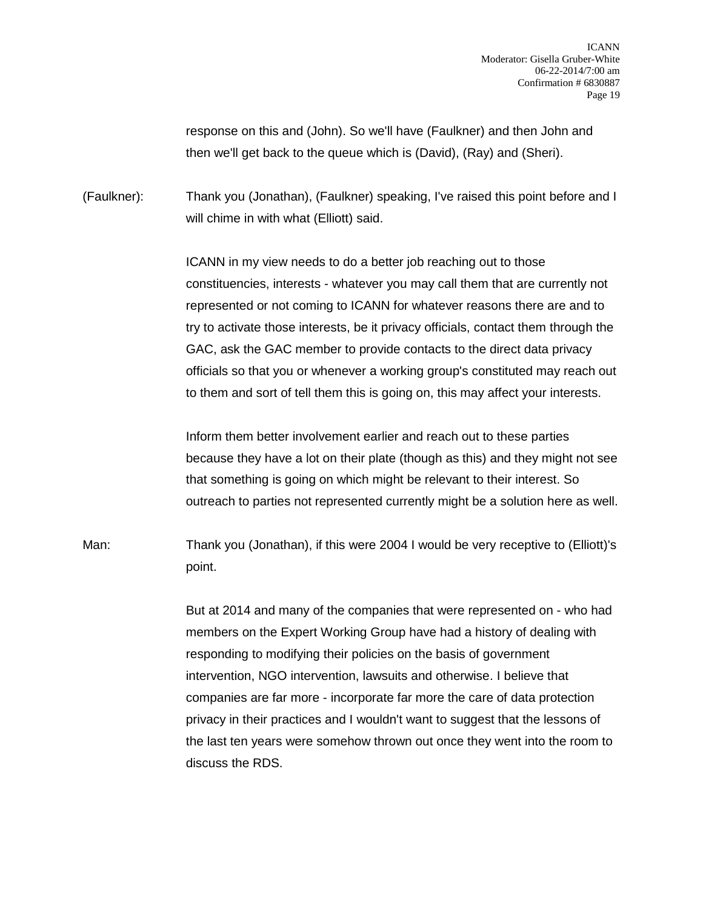response on this and (John). So we'll have (Faulkner) and then John and then we'll get back to the queue which is (David), (Ray) and (Sheri).

(Faulkner): Thank you (Jonathan), (Faulkner) speaking, I've raised this point before and I will chime in with what (Elliott) said.

ICANN in my view needs to do a better job reaching out to those constituencies, interests - whatever you may call them that are currently not represented or not coming to ICANN for whatever reasons there are and to try to activate those interests, be it privacy officials, contact them through the GAC, ask the GAC member to provide contacts to the direct data privacy officials so that you or whenever a working group's constituted may reach out to them and sort of tell them this is going on, this may affect your interests.

Inform them better involvement earlier and reach out to these parties because they have a lot on their plate (though as this) and they might not see that something is going on which might be relevant to their interest. So outreach to parties not represented currently might be a solution here as well.

Man: Thank you (Jonathan), if this were 2004 I would be very receptive to (Elliott)'s point.

But at 2014 and many of the companies that were represented on - who had members on the Expert Working Group have had a history of dealing with responding to modifying their policies on the basis of government intervention, NGO intervention, lawsuits and otherwise. I believe that companies are far more - incorporate far more the care of data protection privacy in their practices and I wouldn't want to suggest that the lessons of the last ten years were somehow thrown out once they went into the room to discuss the RDS.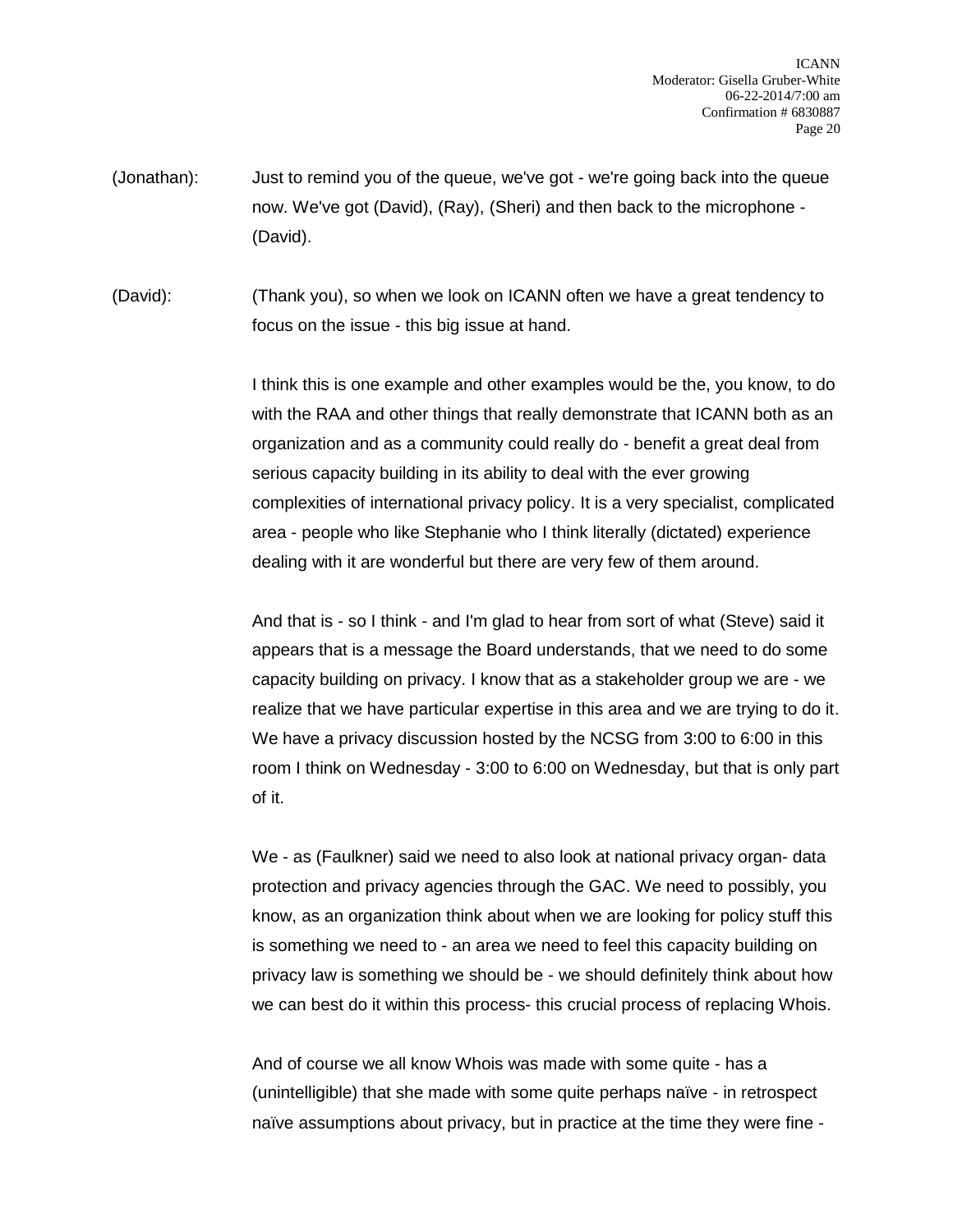(Jonathan): Just to remind you of the queue, we've got - we're going back into the queue now. We've got (David), (Ray), (Sheri) and then back to the microphone - (David).

(David): (Thank you), so when we look on ICANN often we have a great tendency to focus on the issue - this big issue at hand.

I think this is one example and other examples would be the, you know, to do with the RAA and other things that really demonstrate that ICANN both as an organization and as a community could really do - benefit a great deal from serious capacity building in its ability to deal with the ever growing complexities of international privacy policy. It is a very specialist, complicated area - people who like Stephanie who I think literally (dictated) experience dealing with it are wonderful but there are very few of them around.

And that is - so I think - and I'm glad to hear from sort of what (Steve) said it appears that is a message the Board understands, that we need to do some capacity building on privacy. I know that as a stakeholder group we are - we realize that we have particular expertise in this area and we are trying to do it. We have a privacy discussion hosted by the NCSG from 3:00 to 6:00 in this room I think on Wednesday - 3:00 to 6:00 on Wednesday, but that is only part of it.

We - as (Faulkner) said we need to also look at national privacy organ- data protection and privacy agencies through the GAC. We need to possibly, you know, as an organization think about when we are looking for policy stuff this is something we need to - an area we need to feel this capacity building on privacy law is something we should be - we should definitely think about how we can best do it within this process- this crucial process of replacing Whois.

And of course we all know Whois was made with some quite - has a (unintelligible) that she made with some quite perhaps naïve - in retrospect naïve assumptions about privacy, but in practice at the time they were fine -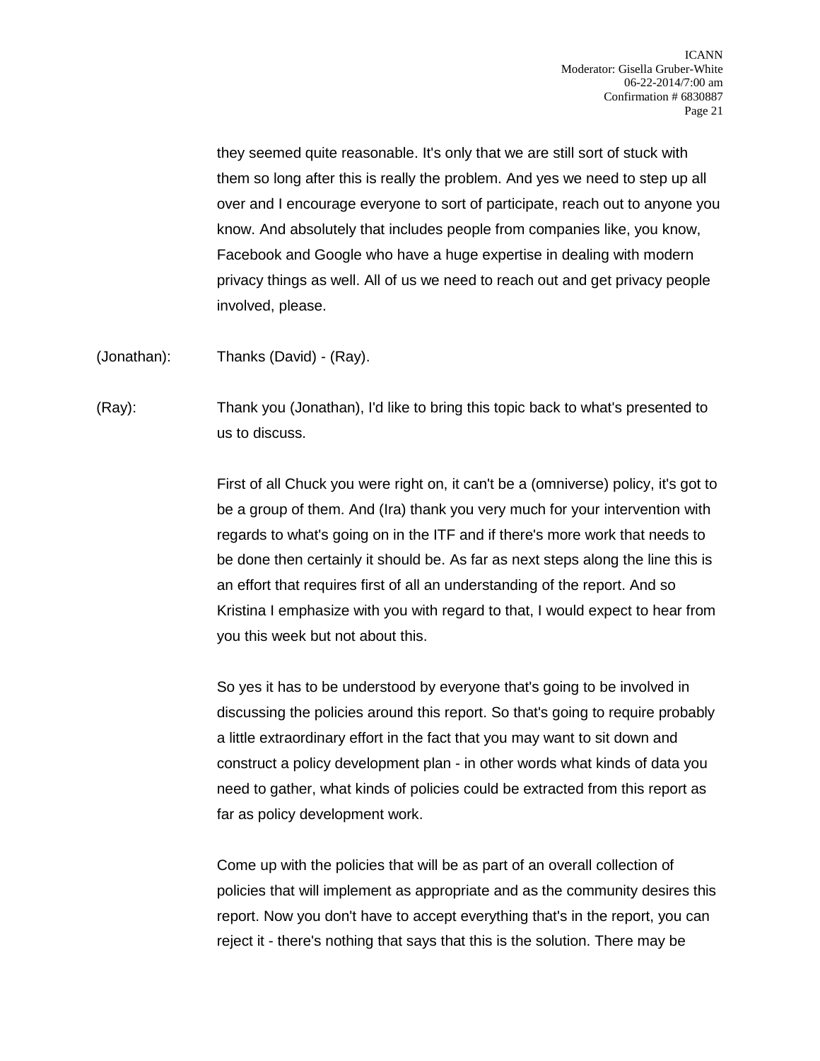they seemed quite reasonable. It's only that we are still sort of stuck with them so long after this is really the problem. And yes we need to step up all over and I encourage everyone to sort of participate, reach out to anyone you know. And absolutely that includes people from companies like, you know, Facebook and Google who have a huge expertise in dealing with modern privacy things as well. All of us we need to reach out and get privacy people involved, please.

(Jonathan): Thanks (David) - (Ray).

(Ray): Thank you (Jonathan), I'd like to bring this topic back to what's presented to us to discuss.

First of all Chuck you were right on, it can't be a (omniverse) policy, it's got to be a group of them. And (Ira) thank you very much for your intervention with regards to what's going on in the ITF and if there's more work that needs to be done then certainly it should be. As far as next steps along the line this is an effort that requires first of all an understanding of the report. And so Kristina I emphasize with you with regard to that, I would expect to hear from you this week but not about this.

So yes it has to be understood by everyone that's going to be involved in discussing the policies around this report. So that's going to require probably a little extraordinary effort in the fact that you may want to sit down and construct a policy development plan - in other words what kinds of data you need to gather, what kinds of policies could be extracted from this report as far as policy development work.

Come up with the policies that will be as part of an overall collection of policies that will implement as appropriate and as the community desires this report. Now you don't have to accept everything that's in the report, you can reject it - there's nothing that says that this is the solution. There may be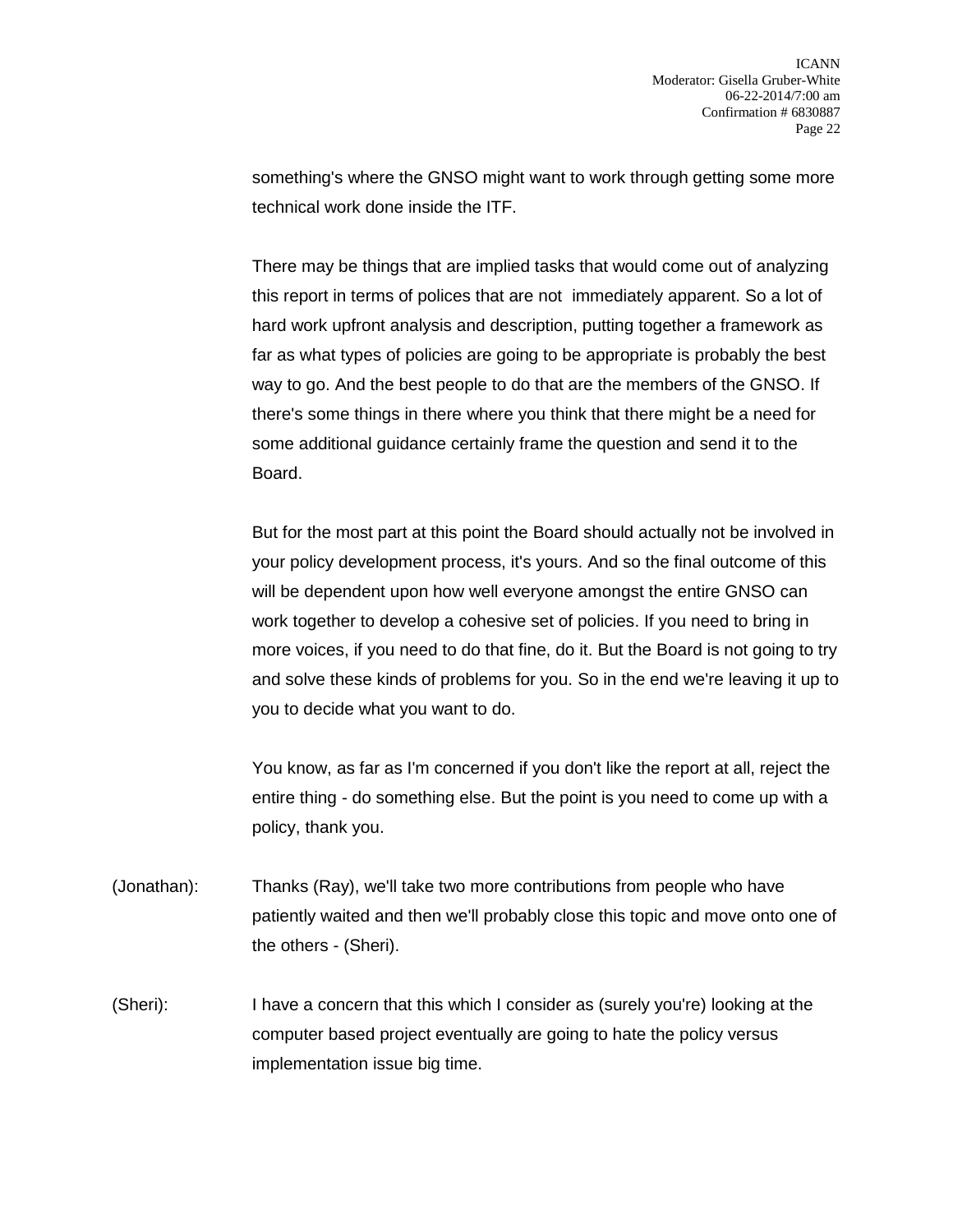something's where the GNSO might want to work through getting some more technical work done inside the ITF.

There may be things that are implied tasks that would come out of analyzing this report in terms of polices that are not immediately apparent. So a lot of hard work upfront analysis and description, putting together a framework as far as what types of policies are going to be appropriate is probably the best way to go. And the best people to do that are the members of the GNSO. If there's some things in there where you think that there might be a need for some additional guidance certainly frame the question and send it to the Board.

But for the most part at this point the Board should actually not be involved in your policy development process, it's yours. And so the final outcome of this will be dependent upon how well everyone amongst the entire GNSO can work together to develop a cohesive set of policies. If you need to bring in more voices, if you need to do that fine, do it. But the Board is not going to try and solve these kinds of problems for you. So in the end we're leaving it up to you to decide what you want to do.

You know, as far as I'm concerned if you don't like the report at all, reject the entire thing - do something else. But the point is you need to come up with a policy, thank you.

(Jonathan): Thanks (Ray), we'll take two more contributions from people who have patiently waited and then we'll probably close this topic and move onto one of the others - (Sheri).

(Sheri): I have a concern that this which I consider as (surely you're) looking at the computer based project eventually are going to hate the policy versus implementation issue big time.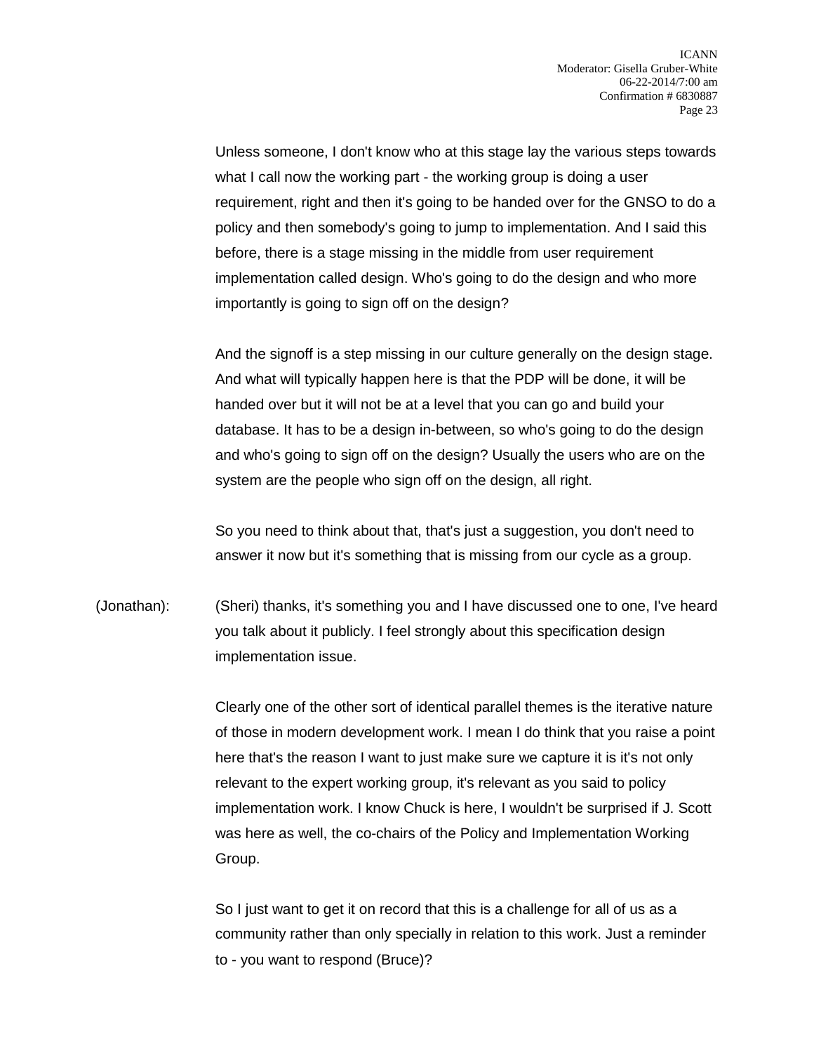Unless someone, I don't know who at this stage lay the various steps towards what I call now the working part - the working group is doing a user requirement, right and then it's going to be handed over for the GNSO to do a policy and then somebody's going to jump to implementation. And I said this before, there is a stage missing in the middle from user requirement implementation called design. Who's going to do the design and who more importantly is going to sign off on the design?

And the signoff is a step missing in our culture generally on the design stage. And what will typically happen here is that the PDP will be done, it will be handed over but it will not be at a level that you can go and build your database. It has to be a design in-between, so who's going to do the design and who's going to sign off on the design? Usually the users who are on the system are the people who sign off on the design, all right.

So you need to think about that, that's just a suggestion, you don't need to answer it now but it's something that is missing from our cycle as a group.

(Jonathan): (Sheri) thanks, it's something you and I have discussed one to one, I've heard you talk about it publicly. I feel strongly about this specification design implementation issue.

Clearly one of the other sort of identical parallel themes is the iterative nature of those in modern development work. I mean I do think that you raise a point here that's the reason I want to just make sure we capture it is it's not only relevant to the expert working group, it's relevant as you said to policy implementation work. I know Chuck is here, I wouldn't be surprised if J. Scott was here as well, the co-chairs of the Policy and Implementation Working Group.

So I just want to get it on record that this is a challenge for all of us as a community rather than only specially in relation to this work. Just a reminder to - you want to respond (Bruce)?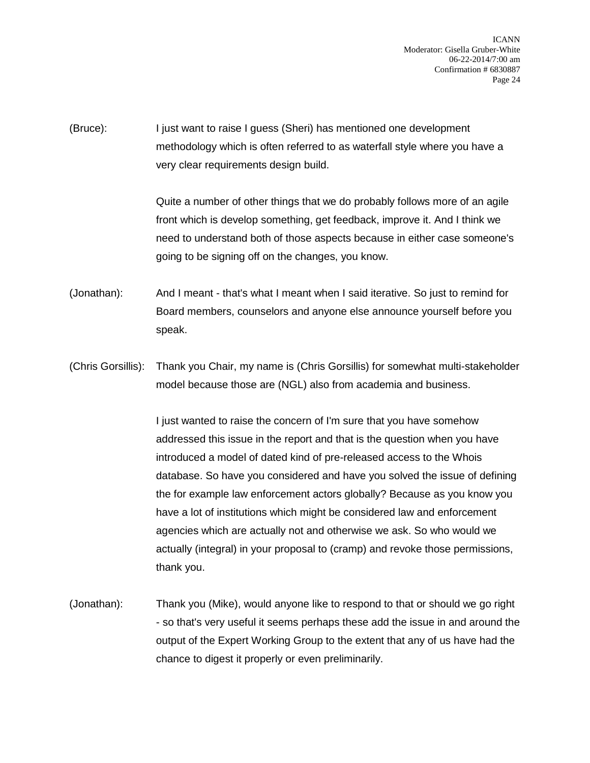(Bruce): I just want to raise I guess (Sheri) has mentioned one development methodology which is often referred to as waterfall style where you have a very clear requirements design build.

Quite a number of other things that we do probably follows more of an agile front which is develop something, get feedback, improve it. And I think we need to understand both of those aspects because in either case someone's going to be signing off on the changes, you know.

(Jonathan): And I meant - that's what I meant when I said iterative. So just to remind for Board members, counselors and anyone else announce yourself before you speak.

(Chris Gorsillis): Thank you Chair, my name is (Chris Gorsillis) for somewhat multi-stakeholder model because those are (NGL) also from academia and business.

I just wanted to raise the concern of I'm sure that you have somehow addressed this issue in the report and that is the question when you have introduced a model of dated kind of pre-released access to the Whois database. So have you considered and have you solved the issue of defining the for example law enforcement actors globally? Because as you know you have a lot of institutions which might be considered law and enforcement agencies which are actually not and otherwise we ask. So who would we actually (integral) in your proposal to (cramp) and revoke those permissions, thank you.

(Jonathan): Thank you (Mike), would anyone like to respond to that or should we go right - so that's very useful it seems perhaps these add the issue in and around the output of the Expert Working Group to the extent that any of us have had the chance to digest it properly or even preliminarily.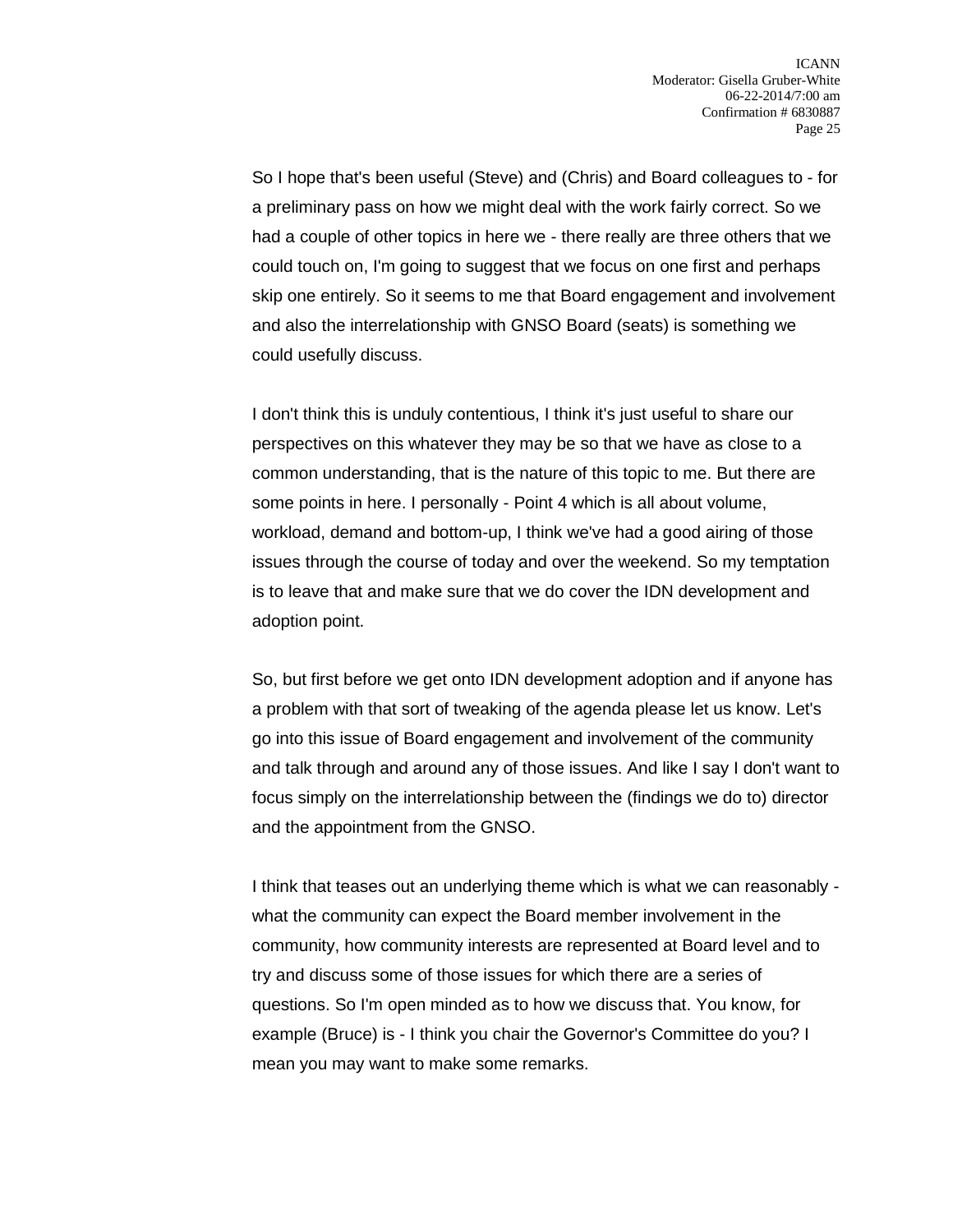So I hope that's been useful (Steve) and (Chris) and Board colleagues to - for a preliminary pass on how we might deal with the work fairly correct. So we had a couple of other topics in here we - there really are three others that we could touch on, I'm going to suggest that we focus on one first and perhaps skip one entirely. So it seems to me that Board engagement and involvement and also the interrelationship with GNSO Board (seats) is something we could usefully discuss.

I don't think this is unduly contentious, I think it's just useful to share our perspectives on this whatever they may be so that we have as close to a common understanding, that is the nature of this topic to me. But there are some points in here. I personally - Point 4 which is all about volume, workload, demand and bottom-up, I think we've had a good airing of those issues through the course of today and over the weekend. So my temptation is to leave that and make sure that we do cover the IDN development and adoption point.

So, but first before we get onto IDN development adoption and if anyone has a problem with that sort of tweaking of the agenda please let us know. Let's go into this issue of Board engagement and involvement of the community and talk through and around any of those issues. And like I say I don't want to focus simply on the interrelationship between the (findings we do to) director and the appointment from the GNSO.

I think that teases out an underlying theme which is what we can reasonably - what the community can expect the Board member involvement in the community, how community interests are represented at Board level and to try and discuss some of those issues for which there are a series of questions. So I'm open minded as to how we discuss that. You know, for example (Bruce) is - I think you chair the Governor's Committee do you? I mean you may want to make some remarks.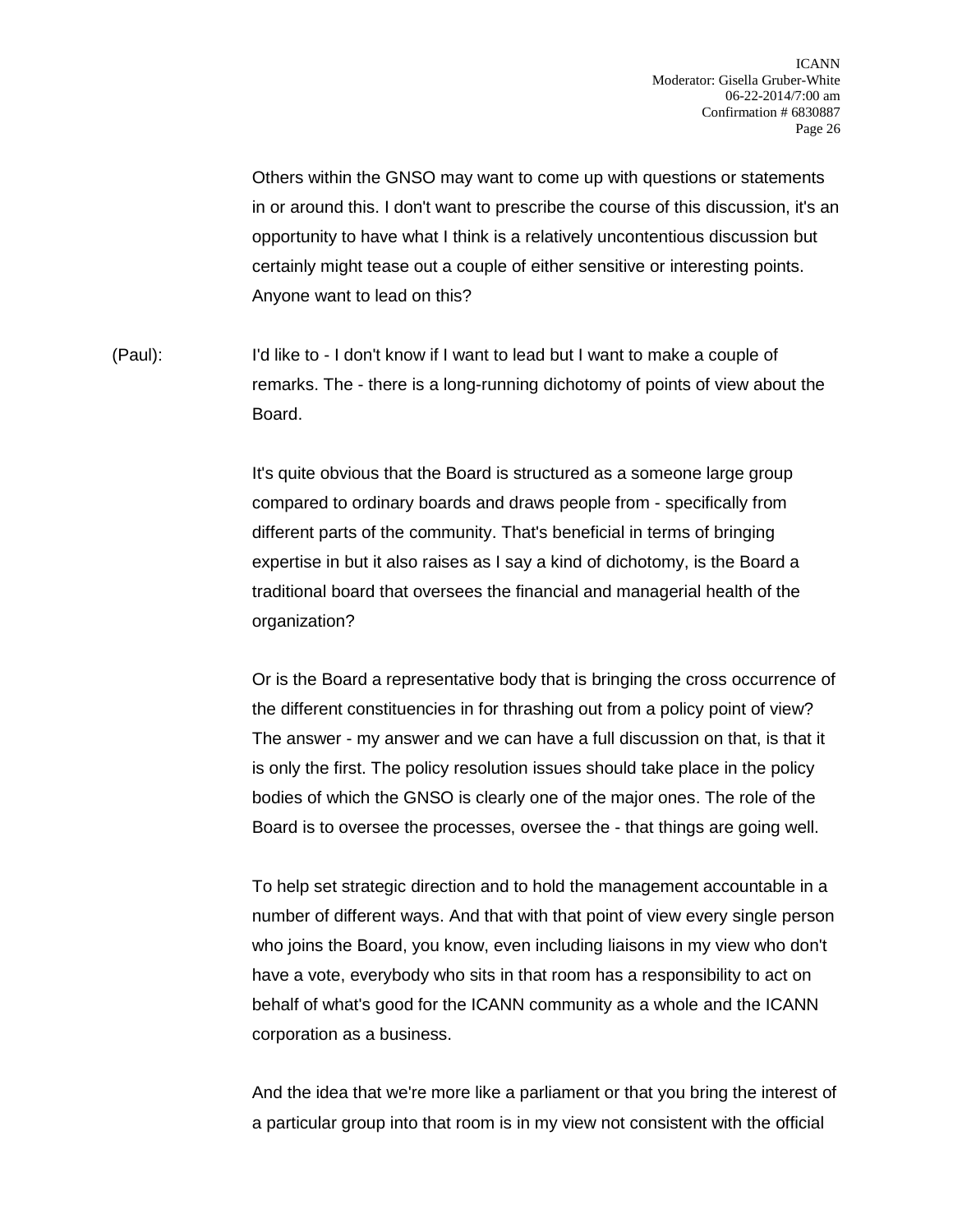Others within the GNSO may want to come up with questions or statements in or around this. I don't want to prescribe the course of this discussion, it's an opportunity to have what I think is a relatively uncontentious discussion but certainly might tease out a couple of either sensitive or interesting points. Anyone want to lead on this?

(Paul): I'd like to - I don't know if I want to lead but I want to make a couple of remarks. The - there is a long-running dichotomy of points of view about the Board.

It's quite obvious that the Board is structured as a someone large group compared to ordinary boards and draws people from - specifically from different parts of the community. That's beneficial in terms of bringing expertise in but it also raises as I say a kind of dichotomy, is the Board a traditional board that oversees the financial and managerial health of the organization?

Or is the Board a representative body that is bringing the cross occurrence of the different constituencies in for thrashing out from a policy point of view? The answer - my answer and we can have a full discussion on that, is that it is only the first. The policy resolution issues should take place in the policy bodies of which the GNSO is clearly one of the major ones. The role of the Board is to oversee the processes, oversee the - that things are going well.

To help set strategic direction and to hold the management accountable in a number of different ways. And that with that point of view every single person who joins the Board, you know, even including liaisons in my view who don't have a vote, everybody who sits in that room has a responsibility to act on behalf of what's good for the ICANN community as a whole and the ICANN corporation as a business.

And the idea that we're more like a parliament or that you bring the interest of a particular group into that room is in my view not consistent with the official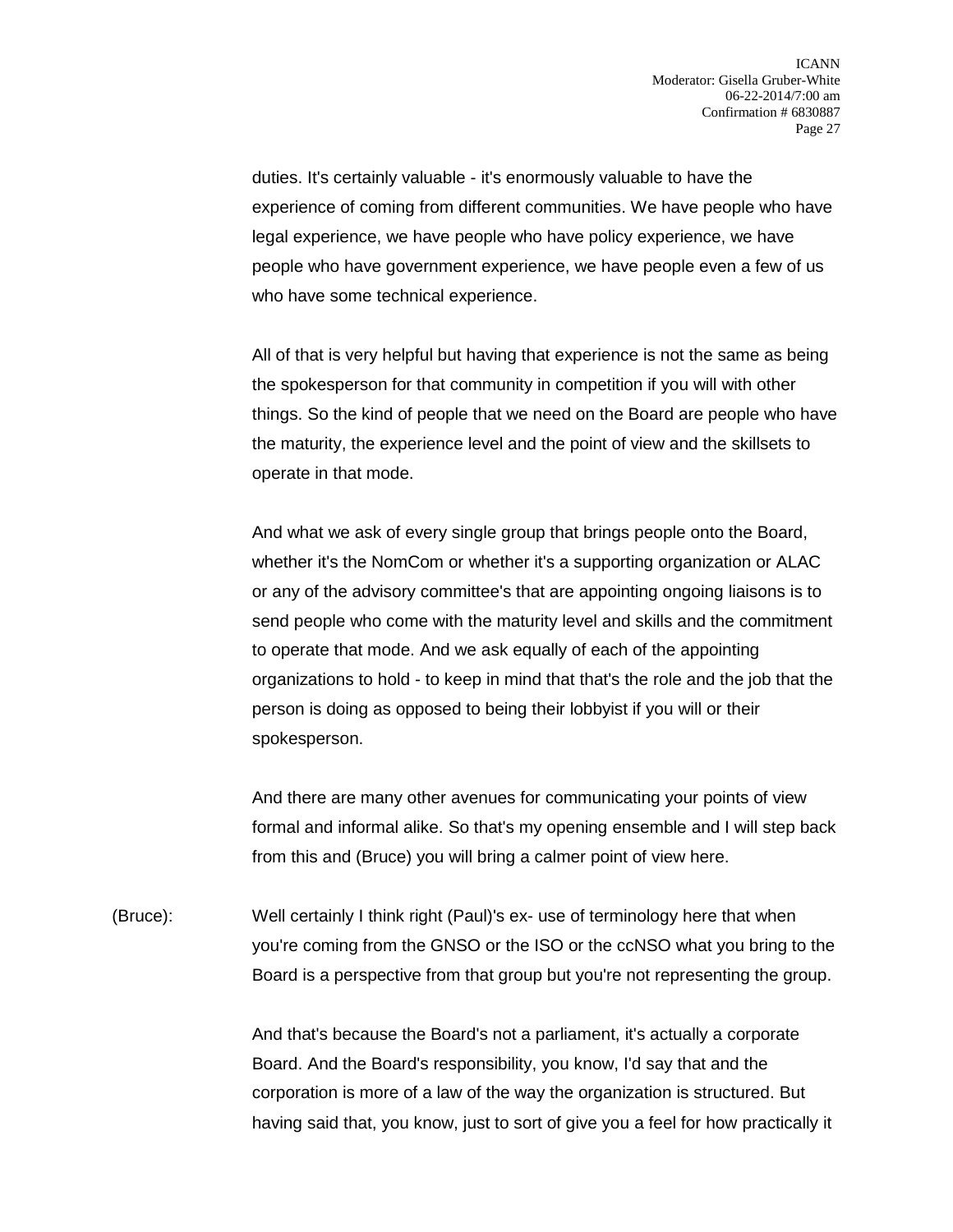duties. It's certainly valuable - it's enormously valuable to have the experience of coming from different communities. We have people who have legal experience, we have people who have policy experience, we have people who have government experience, we have people even a few of us who have some technical experience.

All of that is very helpful but having that experience is not the same as being the spokesperson for that community in competition if you will with other things. So the kind of people that we need on the Board are people who have the maturity, the experience level and the point of view and the skillsets to operate in that mode.

And what we ask of every single group that brings people onto the Board, whether it's the NomCom or whether it's a supporting organization or ALAC or any of the advisory committee's that are appointing ongoing liaisons is to send people who come with the maturity level and skills and the commitment to operate that mode. And we ask equally of each of the appointing organizations to hold - to keep in mind that that's the role and the job that the person is doing as opposed to being their lobbyist if you will or their spokesperson.

And there are many other avenues for communicating your points of view formal and informal alike. So that's my opening ensemble and I will step back from this and (Bruce) you will bring a calmer point of view here.

(Bruce): Well certainly I think right (Paul)'s ex- use of terminology here that when you're coming from the GNSO or the ISO or the ccNSO what you bring to the Board is a perspective from that group but you're not representing the group.

And that's because the Board's not a parliament, it's actually a corporate Board. And the Board's responsibility, you know, I'd say that and the corporation is more of a law of the way the organization is structured. But having said that, you know, just to sort of give you a feel for how practically it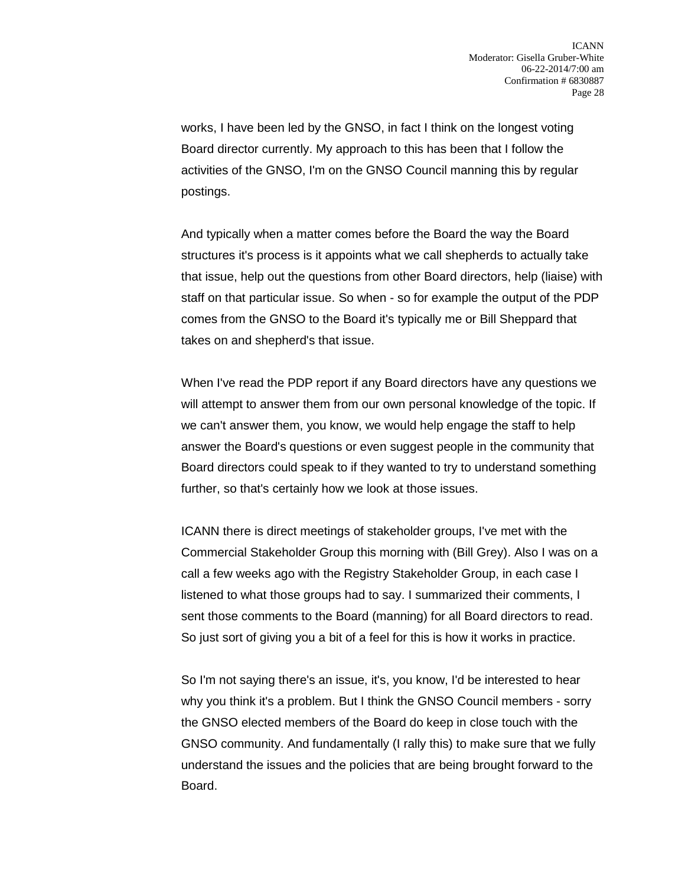works, I have been led by the GNSO, in fact I think on the longest voting Board director currently. My approach to this has been that I follow the activities of the GNSO, I'm on the GNSO Council manning this by regular postings.

And typically when a matter comes before the Board the way the Board structures it's process is it appoints what we call shepherds to actually take that issue, help out the questions from other Board directors, help (liaise) with staff on that particular issue. So when - so for example the output of the PDP comes from the GNSO to the Board it's typically me or Bill Sheppard that takes on and shepherd's that issue.

When I've read the PDP report if any Board directors have any questions we will attempt to answer them from our own personal knowledge of the topic. If we can't answer them, you know, we would help engage the staff to help answer the Board's questions or even suggest people in the community that Board directors could speak to if they wanted to try to understand something further, so that's certainly how we look at those issues.

ICANN there is direct meetings of stakeholder groups, I've met with the Commercial Stakeholder Group this morning with (Bill Grey). Also I was on a call a few weeks ago with the Registry Stakeholder Group, in each case I listened to what those groups had to say. I summarized their comments, I sent those comments to the Board (manning) for all Board directors to read. So just sort of giving you a bit of a feel for this is how it works in practice.

So I'm not saying there's an issue, it's, you know, I'd be interested to hear why you think it's a problem. But I think the GNSO Council members - sorry the GNSO elected members of the Board do keep in close touch with the GNSO community. And fundamentally (I rally this) to make sure that we fully understand the issues and the policies that are being brought forward to the Board.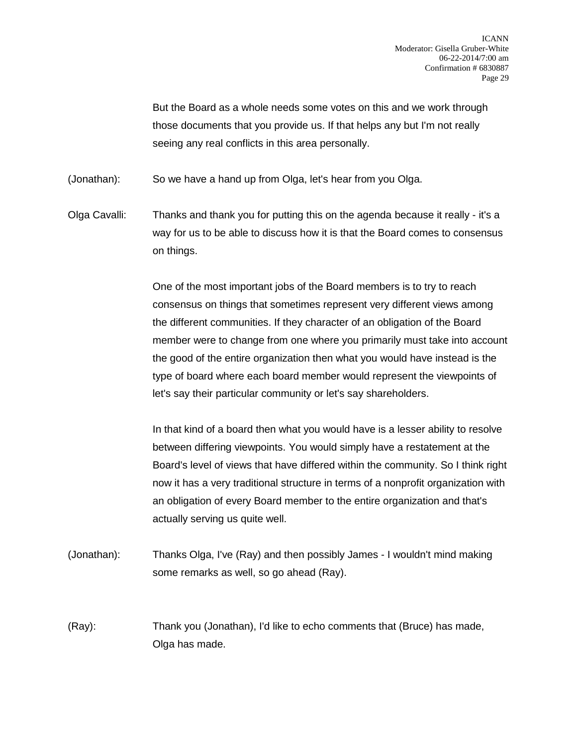But the Board as a whole needs some votes on this and we work through those documents that you provide us. If that helps any but I'm not really seeing any real conflicts in this area personally.

(Jonathan): So we have a hand up from Olga, let's hear from you Olga.

Olga Cavalli: Thanks and thank you for putting this on the agenda because it really - it's a way for us to be able to discuss how it is that the Board comes to consensus on things.

One of the most important jobs of the Board members is to try to reach consensus on things that sometimes represent very different views among the different communities. If they character of an obligation of the Board member were to change from one where you primarily must take into account the good of the entire organization then what you would have instead is the type of board where each board member would represent the viewpoints of let's say their particular community or let's say shareholders.

In that kind of a board then what you would have is a lesser ability to resolve between differing viewpoints. You would simply have a restatement at the Board's level of views that have differed within the community. So I think right now it has a very traditional structure in terms of a nonprofit organization with an obligation of every Board member to the entire organization and that's actually serving us quite well.

(Jonathan): Thanks Olga, I've (Ray) and then possibly James - I wouldn't mind making some remarks as well, so go ahead (Ray).

(Ray): Thank you (Jonathan), I'd like to echo comments that (Bruce) has made, Olga has made.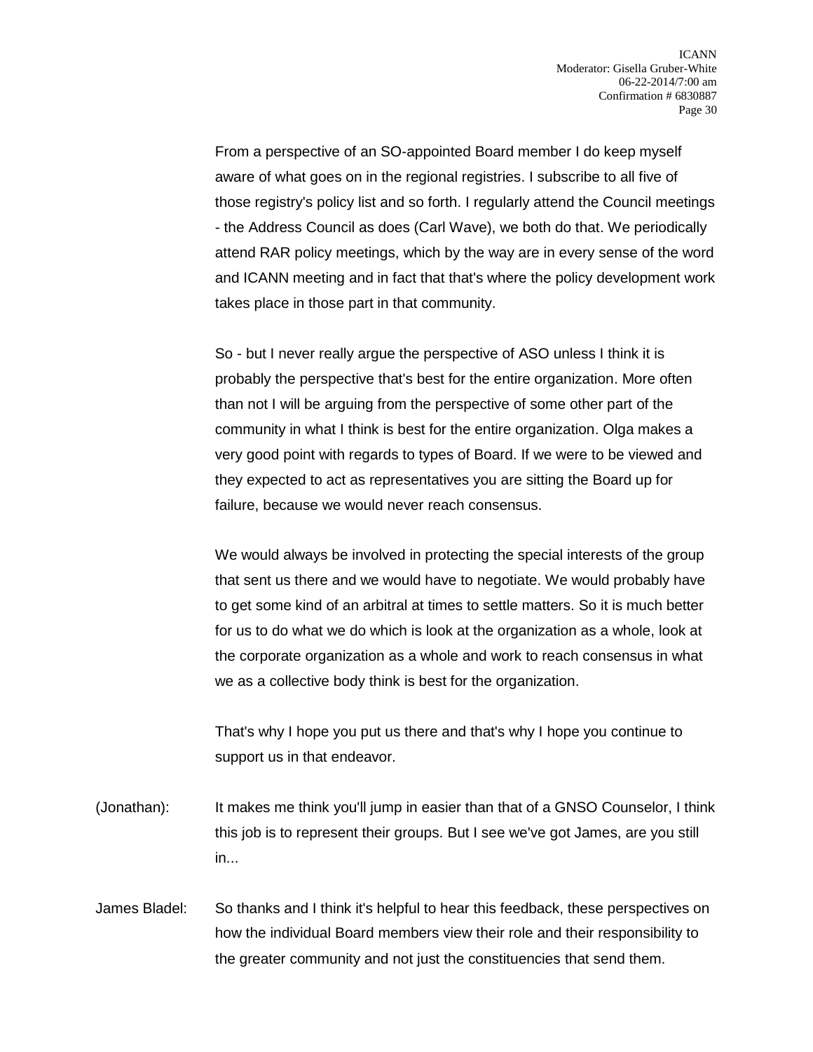From a perspective of an SO-appointed Board member I do keep myself aware of what goes on in the regional registries. I subscribe to all five of those registry's policy list and so forth. I regularly attend the Council meetings - the Address Council as does (Carl Wave), we both do that. We periodically attend RAR policy meetings, which by the way are in every sense of the word and ICANN meeting and in fact that that's where the policy development work takes place in those part in that community.

So - but I never really argue the perspective of ASO unless I think it is probably the perspective that's best for the entire organization. More often than not I will be arguing from the perspective of some other part of the community in what I think is best for the entire organization. Olga makes a very good point with regards to types of Board. If we were to be viewed and they expected to act as representatives you are sitting the Board up for failure, because we would never reach consensus.

We would always be involved in protecting the special interests of the group that sent us there and we would have to negotiate. We would probably have to get some kind of an arbitral at times to settle matters. So it is much better for us to do what we do which is look at the organization as a whole, look at the corporate organization as a whole and work to reach consensus in what we as a collective body think is best for the organization.

That's why I hope you put us there and that's why I hope you continue to support us in that endeavor.

(Jonathan): It makes me think you'll jump in easier than that of a GNSO Counselor, I think this job is to represent their groups. But I see we've got James, are you still in...

James Bladel: So thanks and I think it's helpful to hear this feedback, these perspectives on how the individual Board members view their role and their responsibility to the greater community and not just the constituencies that send them.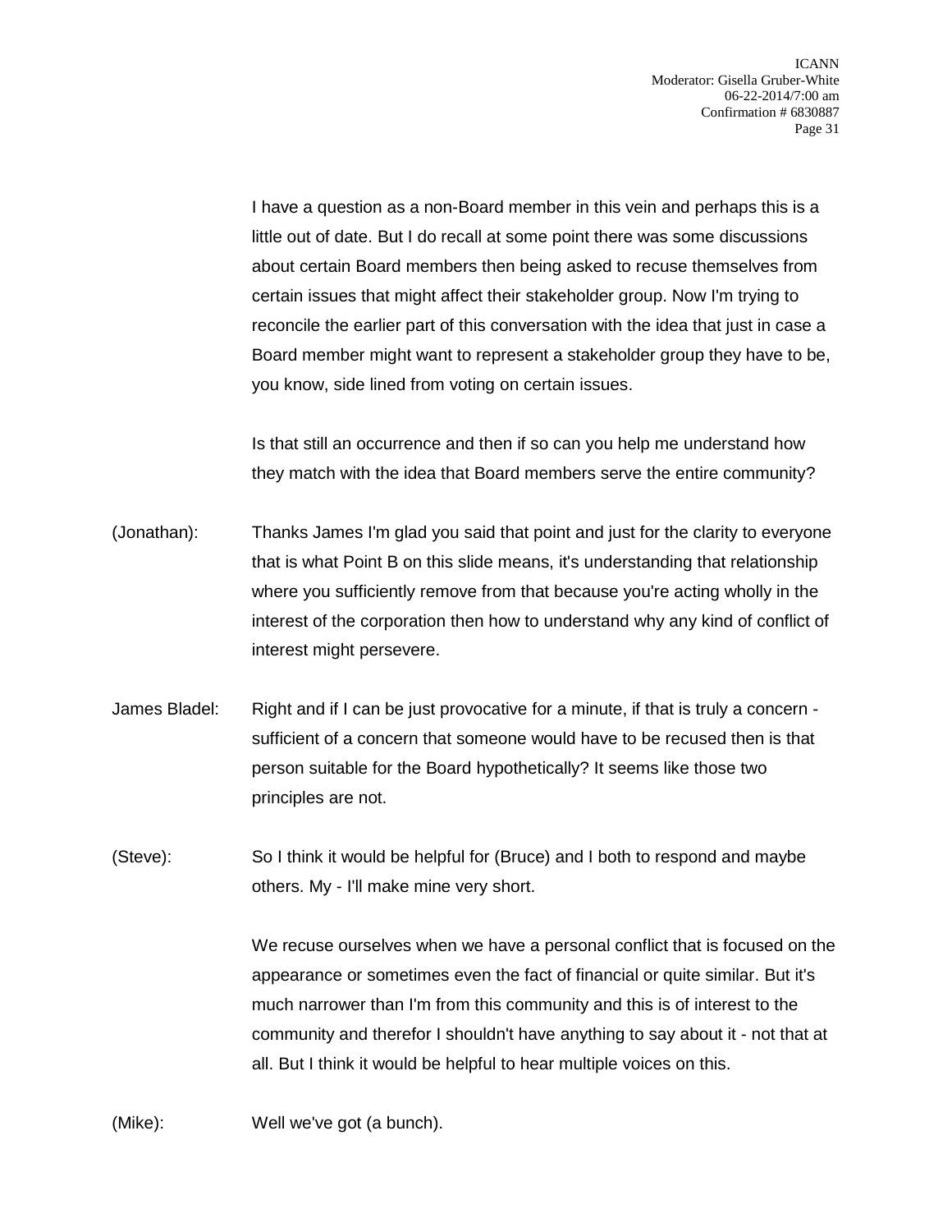I have a question as a non-Board member in this vein and perhaps this is a little out of date. But I do recall at some point there was some discussions about certain Board members then being asked to recuse themselves from certain issues that might affect their stakeholder group. Now I'm trying to reconcile the earlier part of this conversation with the idea that just in case a Board member might want to represent a stakeholder group they have to be, you know, side lined from voting on certain issues.

Is that still an occurrence and then if so can you help me understand how they match with the idea that Board members serve the entire community?

(Jonathan): Thanks James I'm glad you said that point and just for the clarity to everyone that is what Point B on this slide means, it's understanding that relationship where you sufficiently remove from that because you're acting wholly in the interest of the corporation then how to understand why any kind of conflict of interest might persevere.

James Bladel: Right and if I can be just provocative for a minute, if that is truly a concern - sufficient of a concern that someone would have to be recused then is that person suitable for the Board hypothetically? It seems like those two principles are not.

(Steve): So I think it would be helpful for (Bruce) and I both to respond and maybe others. My - I'll make mine very short.

We recuse ourselves when we have a personal conflict that is focused on the appearance or sometimes even the fact of financial or quite similar. But it's much narrower than I'm from this community and this is of interest to the community and therefor I shouldn't have anything to say about it - not that at all. But I think it would be helpful to hear multiple voices on this.

(Mike): Well we've got (a bunch).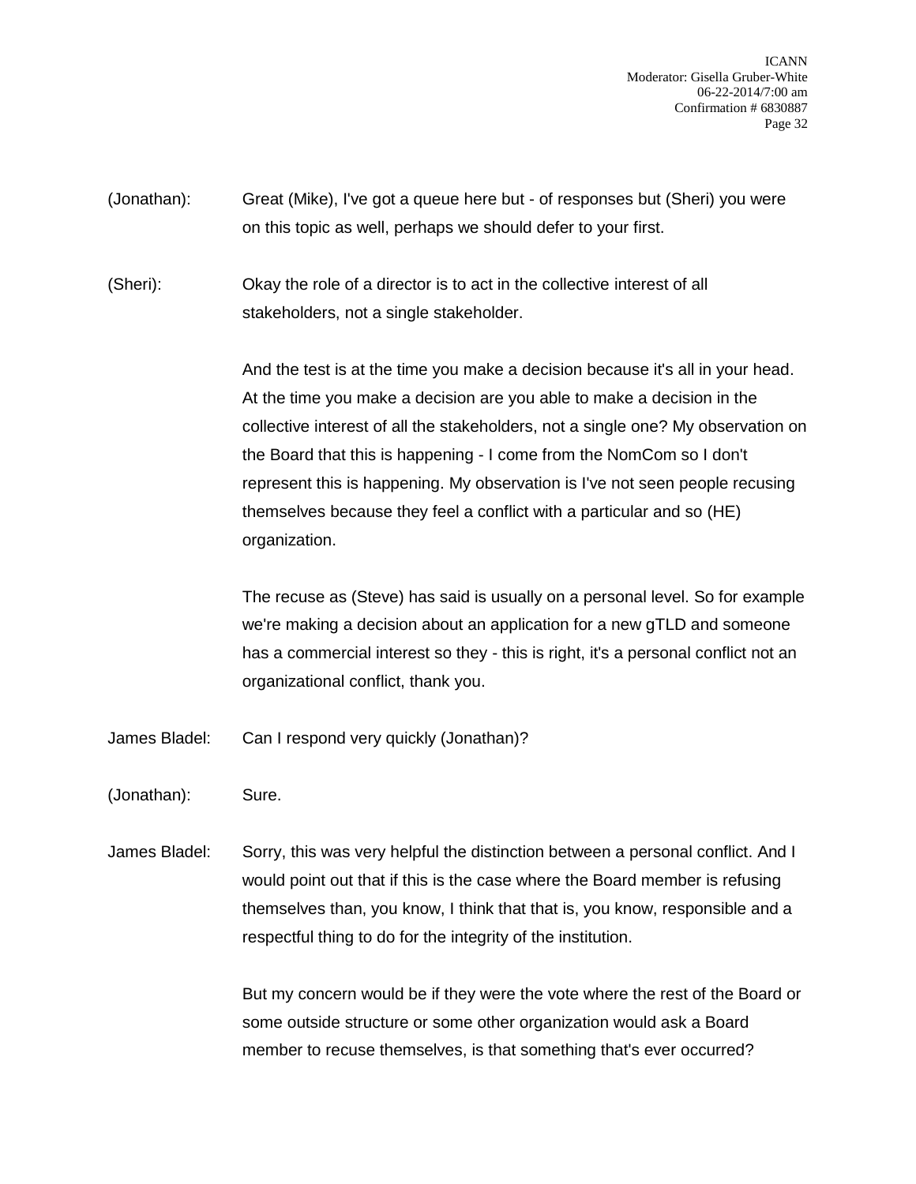(Jonathan): Great (Mike), I've got a queue here but - of responses but (Sheri) you were on this topic as well, perhaps we should defer to your first.

(Sheri): Okay the role of a director is to act in the collective interest of all stakeholders, not a single stakeholder.

And the test is at the time you make a decision because it's all in your head. At the time you make a decision are you able to make a decision in the collective interest of all the stakeholders, not a single one? My observation on the Board that this is happening - I come from the NomCom so I don't represent this is happening. My observation is I've not seen people recusing themselves because they feel a conflict with a particular and so (HE) organization.

The recuse as (Steve) has said is usually on a personal level. So for example we're making a decision about an application for a new gTLD and someone has a commercial interest so they - this is right, it's a personal conflict not an organizational conflict, thank you.

James Bladel: Can I respond very quickly (Jonathan)?

(Jonathan): Sure.

James Bladel: Sorry, this was very helpful the distinction between a personal conflict. And I would point out that if this is the case where the Board member is refusing themselves than, you know, I think that that is, you know, responsible and a respectful thing to do for the integrity of the institution.

But my concern would be if they were the vote where the rest of the Board or some outside structure or some other organization would ask a Board member to recuse themselves, is that something that's ever occurred?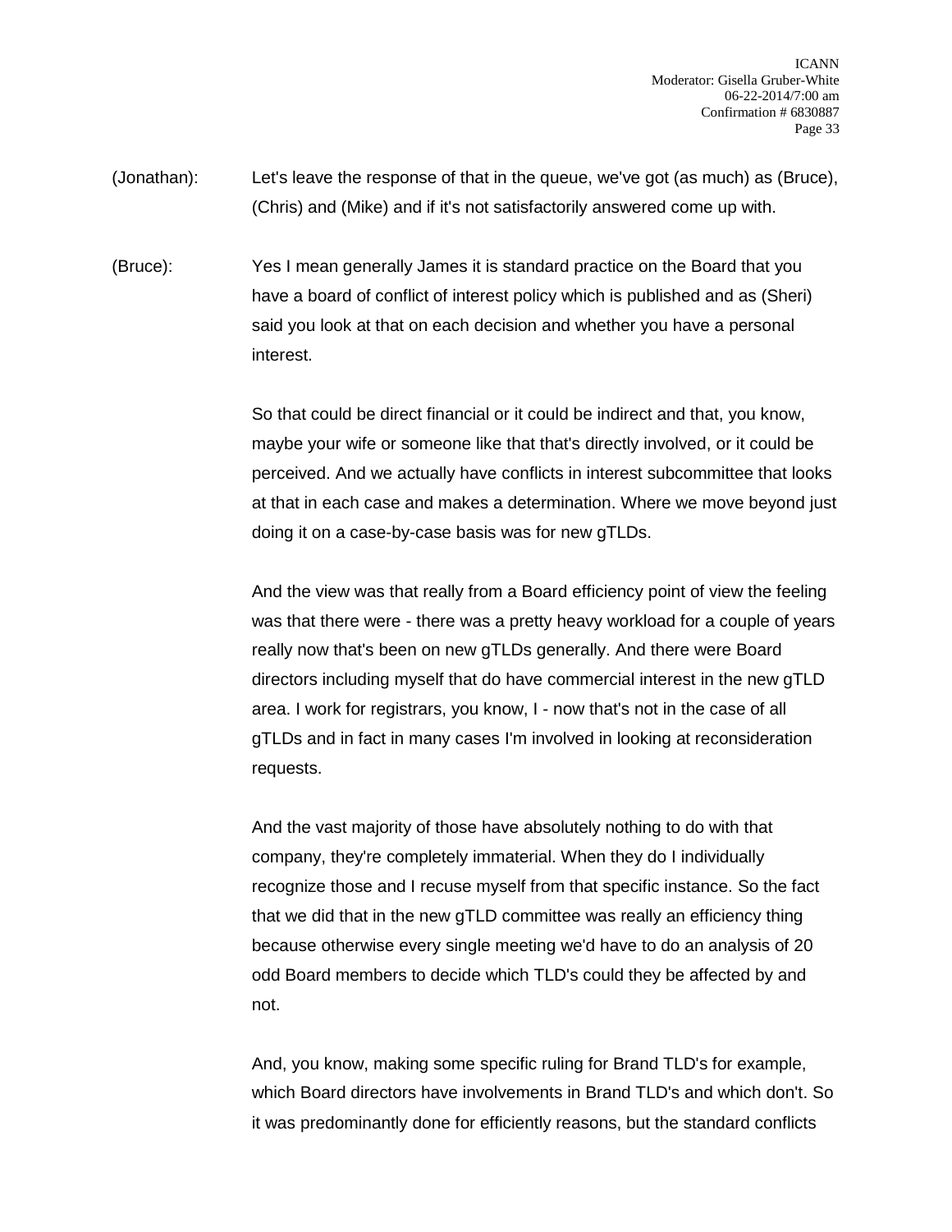(Jonathan): Let's leave the response of that in the queue, we've got (as much) as (Bruce), (Chris) and (Mike) and if it's not satisfactorily answered come up with.

(Bruce): Yes I mean generally James it is standard practice on the Board that you have a board of conflict of interest policy which is published and as (Sheri) said you look at that on each decision and whether you have a personal interest.

So that could be direct financial or it could be indirect and that, you know, maybe your wife or someone like that that's directly involved, or it could be perceived. And we actually have conflicts in interest subcommittee that looks at that in each case and makes a determination. Where we move beyond just doing it on a case-by-case basis was for new gTLDs.

And the view was that really from a Board efficiency point of view the feeling was that there were - there was a pretty heavy workload for a couple of years really now that's been on new gTLDs generally. And there were Board directors including myself that do have commercial interest in the new gTLD area. I work for registrars, you know, I - now that's not in the case of all gTLDs and in fact in many cases I'm involved in looking at reconsideration requests.

And the vast majority of those have absolutely nothing to do with that company, they're completely immaterial. When they do I individually recognize those and I recuse myself from that specific instance. So the fact that we did that in the new gTLD committee was really an efficiency thing because otherwise every single meeting we'd have to do an analysis of 20 odd Board members to decide which TLD's could they be affected by and not.

And, you know, making some specific ruling for Brand TLD's for example, which Board directors have involvements in Brand TLD's and which don't. So it was predominantly done for efficiently reasons, but the standard conflicts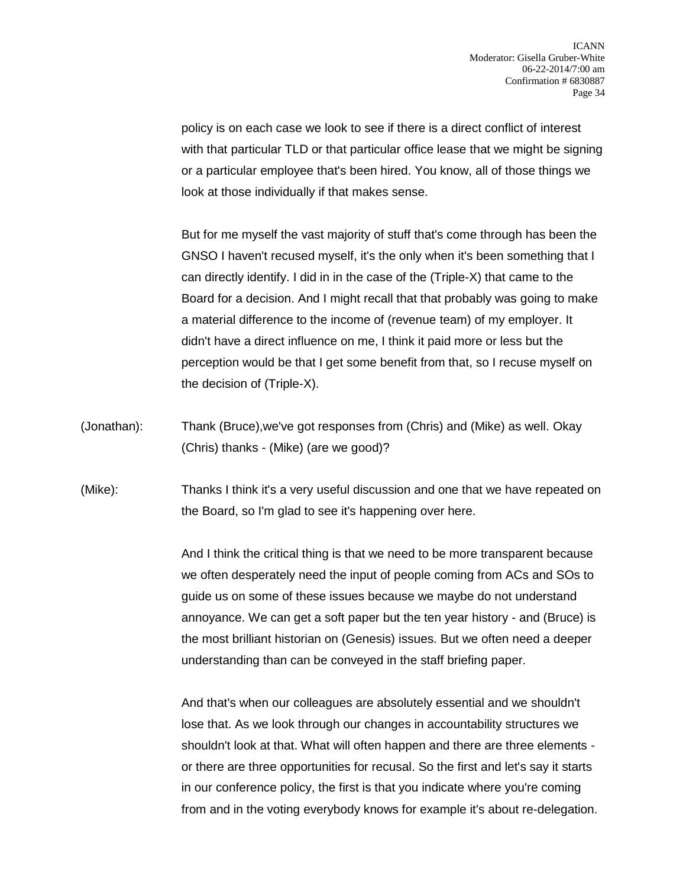policy is on each case we look to see if there is a direct conflict of interest with that particular TLD or that particular office lease that we might be signing or a particular employee that's been hired. You know, all of those things we look at those individually if that makes sense.

But for me myself the vast majority of stuff that's come through has been the GNSO I haven't recused myself, it's the only when it's been something that I can directly identify. I did in in the case of the (Triple-X) that came to the Board for a decision. And I might recall that that probably was going to make a material difference to the income of (revenue team) of my employer. It didn't have a direct influence on me, I think it paid more or less but the perception would be that I get some benefit from that, so I recuse myself on the decision of (Triple-X).

(Jonathan): Thank (Bruce),we've got responses from (Chris) and (Mike) as well. Okay (Chris) thanks - (Mike) (are we good)?

(Mike): Thanks I think it's a very useful discussion and one that we have repeated on the Board, so I'm glad to see it's happening over here.

And I think the critical thing is that we need to be more transparent because we often desperately need the input of people coming from ACs and SOs to guide us on some of these issues because we maybe do not understand annoyance. We can get a soft paper but the ten year history - and (Bruce) is the most brilliant historian on (Genesis) issues. But we often need a deeper understanding than can be conveyed in the staff briefing paper.

And that's when our colleagues are absolutely essential and we shouldn't lose that. As we look through our changes in accountability structures we shouldn't look at that. What will often happen and there are three elements - or there are three opportunities for recusal. So the first and let's say it starts in our conference policy, the first is that you indicate where you're coming from and in the voting everybody knows for example it's about re-delegation.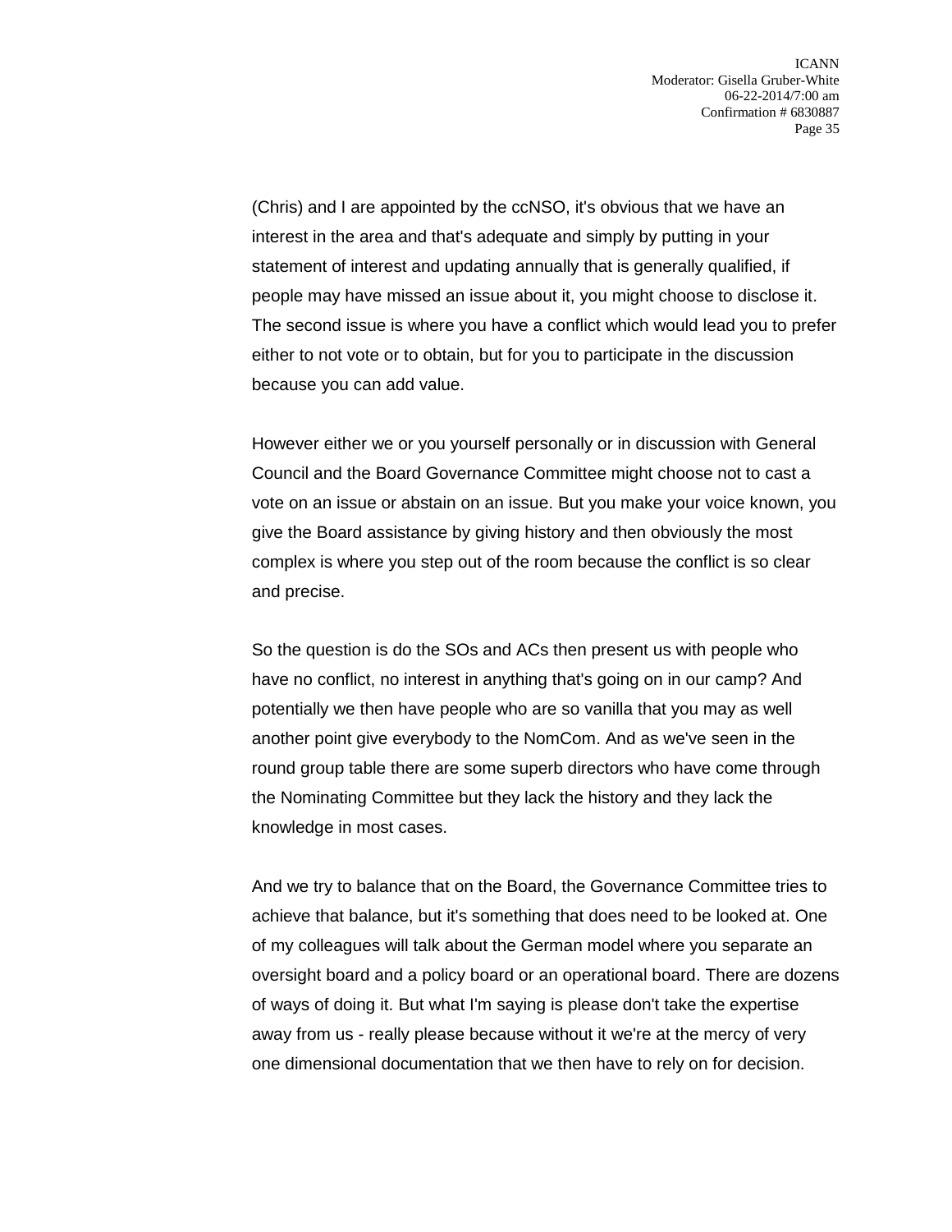(Chris) and I are appointed by the ccNSO, it's obvious that we have an interest in the area and that's adequate and simply by putting in your statement of interest and updating annually that is generally qualified, if people may have missed an issue about it, you might choose to disclose it. The second issue is where you have a conflict which would lead you to prefer either to not vote or to obtain, but for you to participate in the discussion because you can add value.

However either we or you yourself personally or in discussion with General Council and the Board Governance Committee might choose not to cast a vote on an issue or abstain on an issue. But you make your voice known, you give the Board assistance by giving history and then obviously the most complex is where you step out of the room because the conflict is so clear and precise.

So the question is do the SOs and ACs then present us with people who have no conflict, no interest in anything that's going on in our camp? And potentially we then have people who are so vanilla that you may as well another point give everybody to the NomCom. And as we've seen in the round group table there are some superb directors who have come through the Nominating Committee but they lack the history and they lack the knowledge in most cases.

And we try to balance that on the Board, the Governance Committee tries to achieve that balance, but it's something that does need to be looked at. One of my colleagues will talk about the German model where you separate an oversight board and a policy board or an operational board. There are dozens of ways of doing it. But what I'm saying is please don't take the expertise away from us - really please because without it we're at the mercy of very one dimensional documentation that we then have to rely on for decision.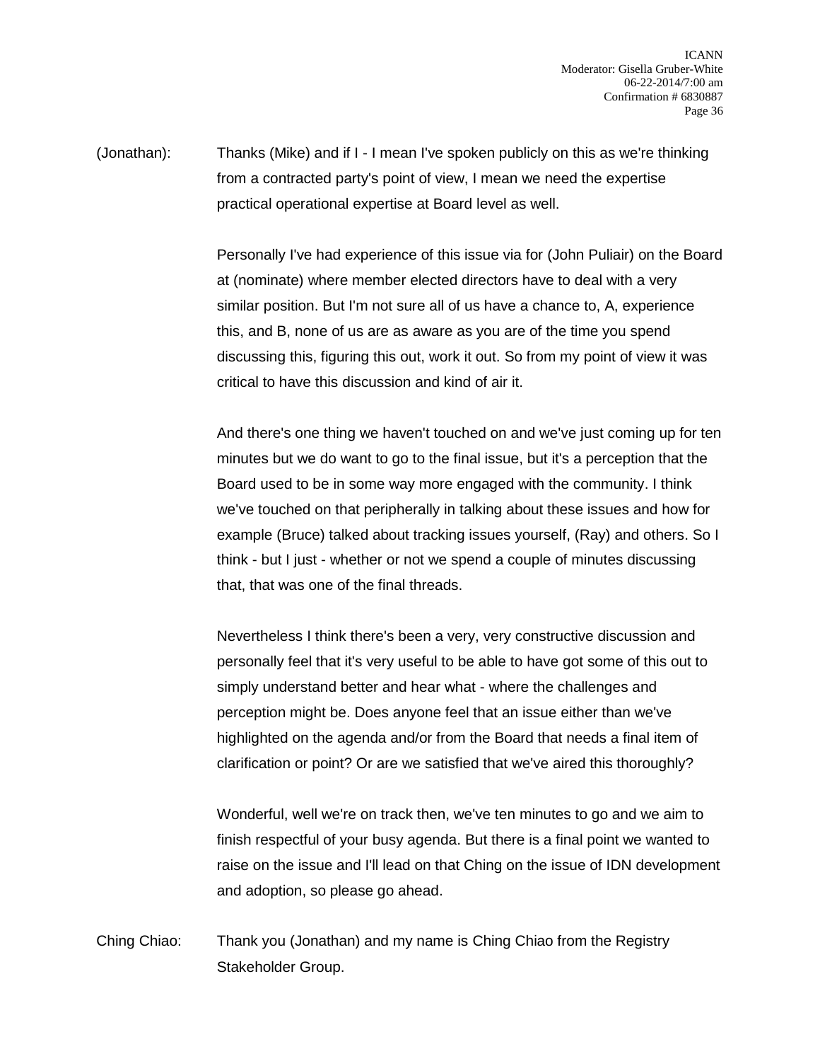(Jonathan): Thanks (Mike) and if I - I mean I've spoken publicly on this as we're thinking from a contracted party's point of view, I mean we need the expertise practical operational expertise at Board level as well.

Personally I've had experience of this issue via for (John Puliair) on the Board at (nominate) where member elected directors have to deal with a very similar position. But I'm not sure all of us have a chance to, A, experience this, and B, none of us are as aware as you are of the time you spend discussing this, figuring this out, work it out. So from my point of view it was critical to have this discussion and kind of air it.

And there's one thing we haven't touched on and we've just coming up for ten minutes but we do want to go to the final issue, but it's a perception that the Board used to be in some way more engaged with the community. I think we've touched on that peripherally in talking about these issues and how for example (Bruce) talked about tracking issues yourself, (Ray) and others. So I think - but I just - whether or not we spend a couple of minutes discussing that, that was one of the final threads.

Nevertheless I think there's been a very, very constructive discussion and personally feel that it's very useful to be able to have got some of this out to simply understand better and hear what - where the challenges and perception might be. Does anyone feel that an issue either than we've highlighted on the agenda and/or from the Board that needs a final item of clarification or point? Or are we satisfied that we've aired this thoroughly?

Wonderful, well we're on track then, we've ten minutes to go and we aim to finish respectful of your busy agenda. But there is a final point we wanted to raise on the issue and I'll lead on that Ching on the issue of IDN development and adoption, so please go ahead.

Ching Chiao: Thank you (Jonathan) and my name is Ching Chiao from the Registry Stakeholder Group.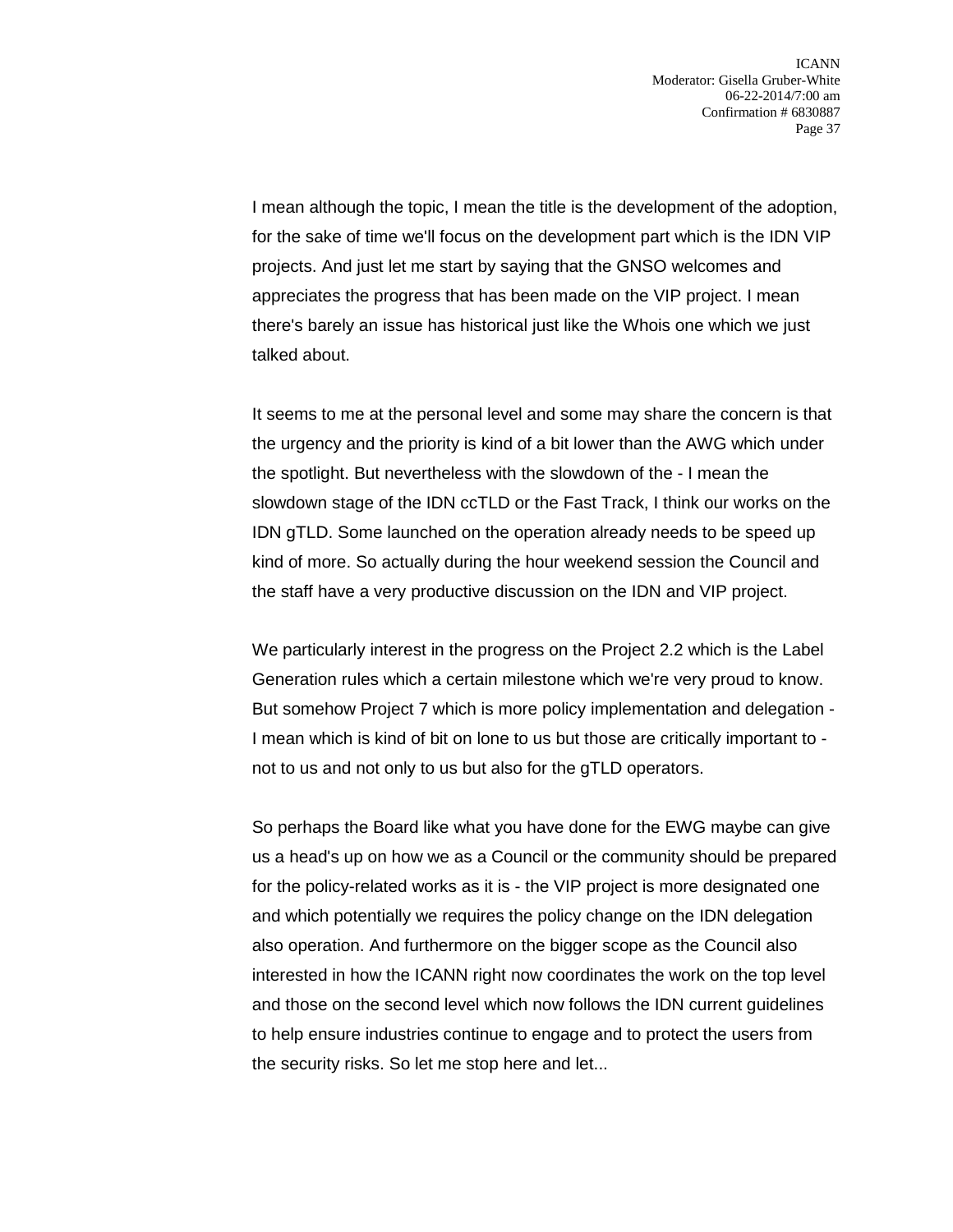I mean although the topic, I mean the title is the development of the adoption, for the sake of time we'll focus on the development part which is the IDN VIP projects. And just let me start by saying that the GNSO welcomes and appreciates the progress that has been made on the VIP project. I mean there's barely an issue has historical just like the Whois one which we just talked about.

It seems to me at the personal level and some may share the concern is that the urgency and the priority is kind of a bit lower than the AWG which under the spotlight. But nevertheless with the slowdown of the - I mean the slowdown stage of the IDN ccTLD or the Fast Track, I think our works on the IDN gTLD. Some launched on the operation already needs to be speed up kind of more. So actually during the hour weekend session the Council and the staff have a very productive discussion on the IDN and VIP project.

We particularly interest in the progress on the Project 2.2 which is the Label Generation rules which a certain milestone which we're very proud to know. But somehow Project 7 which is more policy implementation and delegation - I mean which is kind of bit on lone to us but those are critically important to - not to us and not only to us but also for the gTLD operators.

So perhaps the Board like what you have done for the EWG maybe can give us a head's up on how we as a Council or the community should be prepared for the policy-related works as it is - the VIP project is more designated one and which potentially we requires the policy change on the IDN delegation also operation. And furthermore on the bigger scope as the Council also interested in how the ICANN right now coordinates the work on the top level and those on the second level which now follows the IDN current guidelines to help ensure industries continue to engage and to protect the users from the security risks. So let me stop here and let...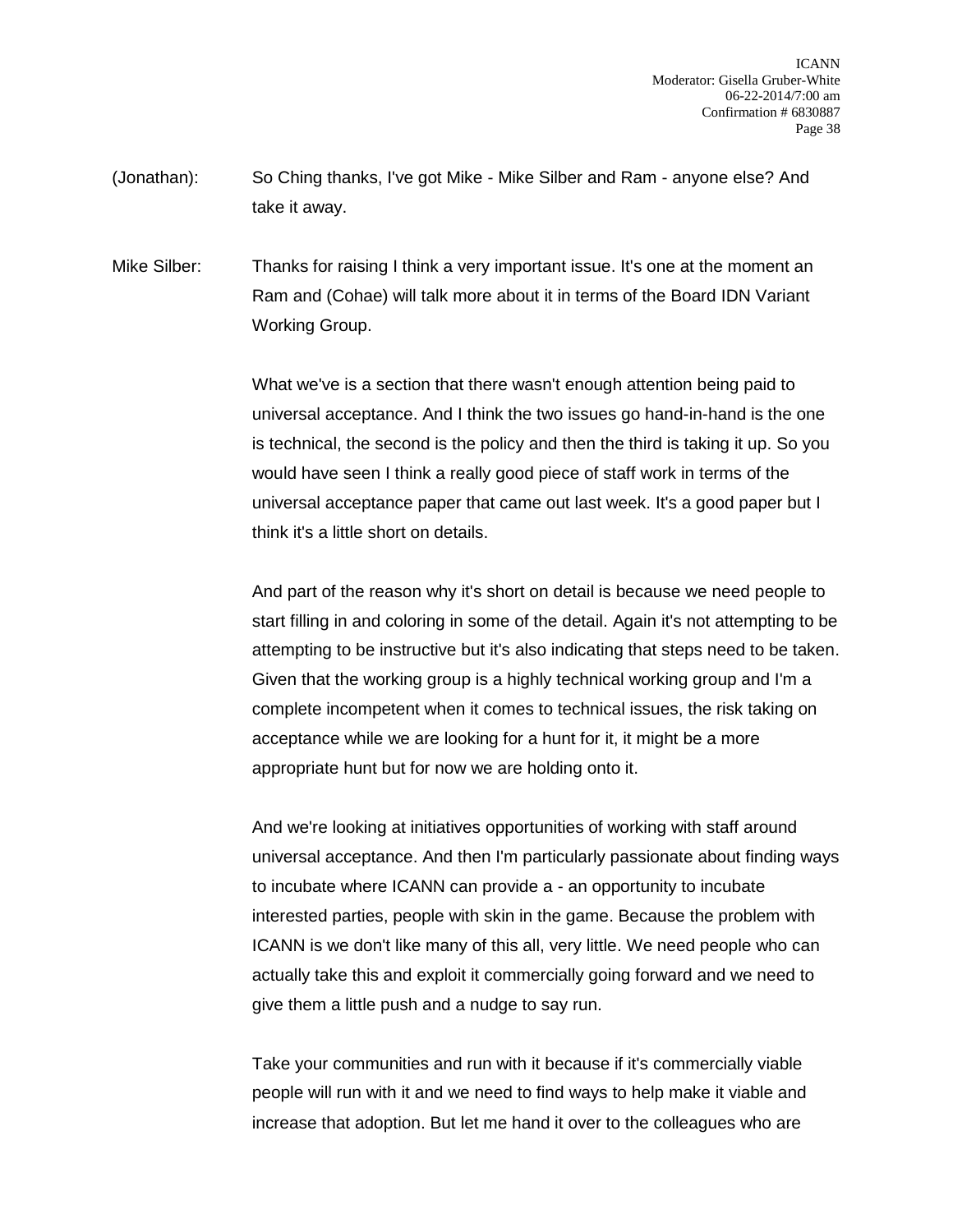(Jonathan): So Ching thanks, I've got Mike - Mike Silber and Ram - anyone else? And take it away.

Mike Silber: Thanks for raising I think a very important issue. It's one at the moment an Ram and (Cohae) will talk more about it in terms of the Board IDN Variant Working Group.

What we've is a section that there wasn't enough attention being paid to universal acceptance. And I think the two issues go hand-in-hand is the one is technical, the second is the policy and then the third is taking it up. So you would have seen I think a really good piece of staff work in terms of the universal acceptance paper that came out last week. It's a good paper but I think it's a little short on details.

And part of the reason why it's short on detail is because we need people to start filling in and coloring in some of the detail. Again it's not attempting to be attempting to be instructive but it's also indicating that steps need to be taken. Given that the working group is a highly technical working group and I'm a complete incompetent when it comes to technical issues, the risk taking on acceptance while we are looking for a hunt for it, it might be a more appropriate hunt but for now we are holding onto it.

And we're looking at initiatives opportunities of working with staff around universal acceptance. And then I'm particularly passionate about finding ways to incubate where ICANN can provide a - an opportunity to incubate interested parties, people with skin in the game. Because the problem with ICANN is we don't like many of this all, very little. We need people who can actually take this and exploit it commercially going forward and we need to give them a little push and a nudge to say run.

Take your communities and run with it because if it's commercially viable people will run with it and we need to find ways to help make it viable and increase that adoption. But let me hand it over to the colleagues who are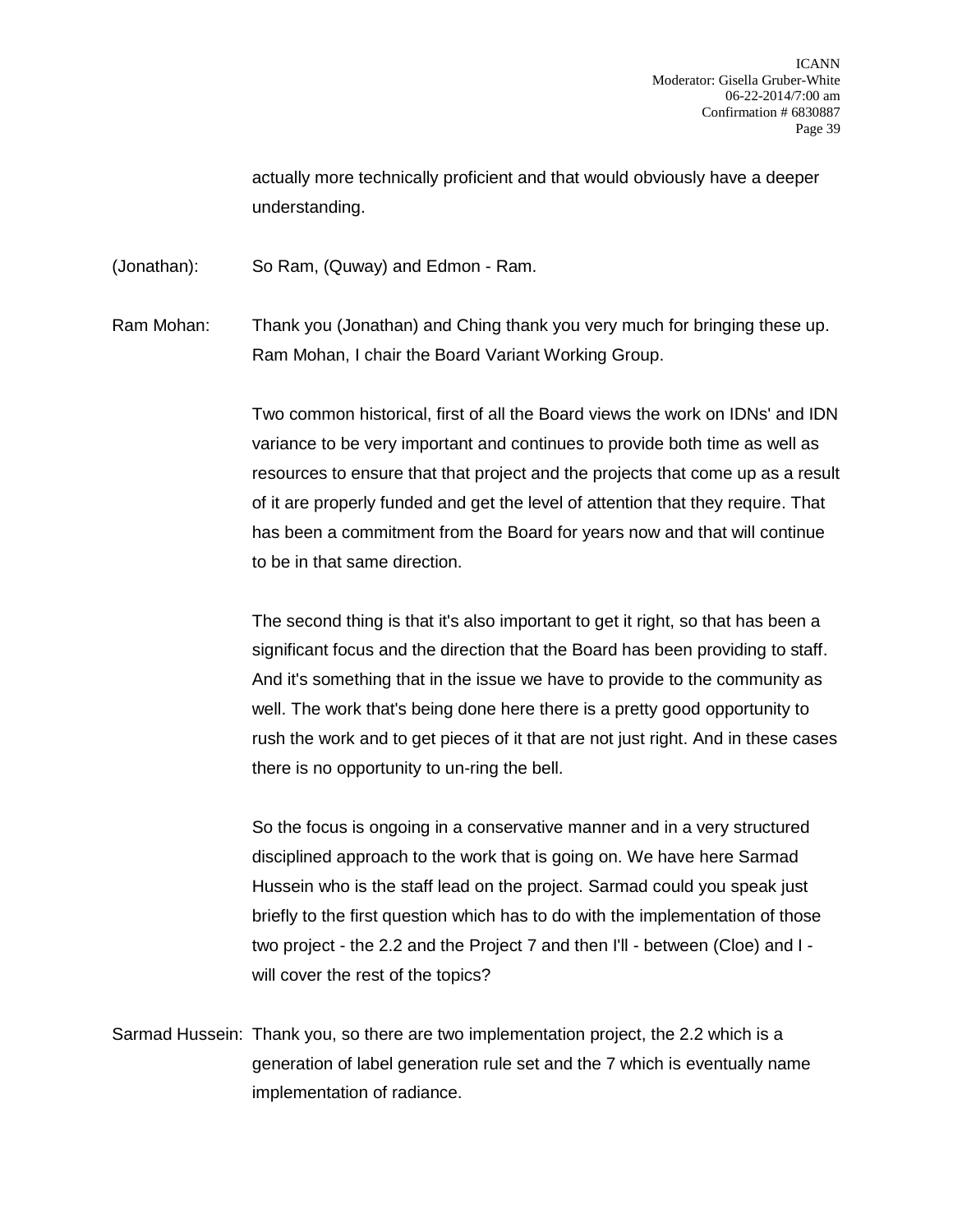actually more technically proficient and that would obviously have a deeper understanding.

(Jonathan): So Ram, (Quway) and Edmon - Ram.

Ram Mohan: Thank you (Jonathan) and Ching thank you very much for bringing these up. Ram Mohan, I chair the Board Variant Working Group.

Two common historical, first of all the Board views the work on IDNs' and IDN variance to be very important and continues to provide both time as well as resources to ensure that that project and the projects that come up as a result of it are properly funded and get the level of attention that they require. That has been a commitment from the Board for years now and that will continue to be in that same direction.

The second thing is that it's also important to get it right, so that has been a significant focus and the direction that the Board has been providing to staff. And it's something that in the issue we have to provide to the community as well. The work that's being done here there is a pretty good opportunity to rush the work and to get pieces of it that are not just right. And in these cases there is no opportunity to un-ring the bell.

So the focus is ongoing in a conservative manner and in a very structured disciplined approach to the work that is going on. We have here Sarmad Hussein who is the staff lead on the project. Sarmad could you speak just briefly to the first question which has to do with the implementation of those two project - the 2.2 and the Project 7 and then I'll - between (Cloe) and I - will cover the rest of the topics?

Sarmad Hussein: Thank you, so there are two implementation project, the 2.2 which is a generation of label generation rule set and the 7 which is eventually name implementation of radiance.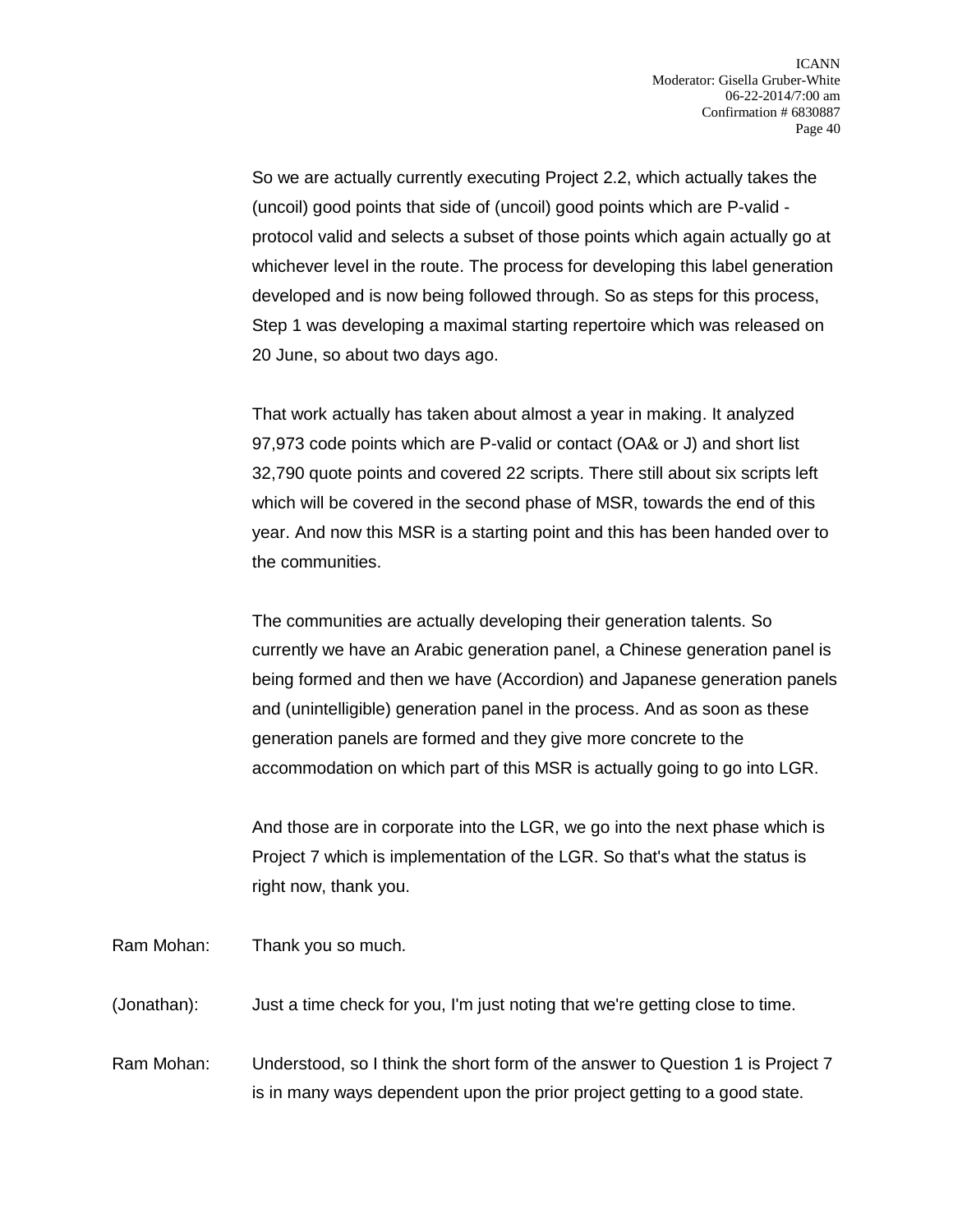So we are actually currently executing Project 2.2, which actually takes the (uncoil) good points that side of (uncoil) good points which are P-valid - protocol valid and selects a subset of those points which again actually go at whichever level in the route. The process for developing this label generation developed and is now being followed through. So as steps for this process, Step 1 was developing a maximal starting repertoire which was released on 20 June, so about two days ago.

That work actually has taken about almost a year in making. It analyzed 97,973 code points which are P-valid or contact (OA& or J) and short list 32,790 quote points and covered 22 scripts. There still about six scripts left which will be covered in the second phase of MSR, towards the end of this year. And now this MSR is a starting point and this has been handed over to the communities.

The communities are actually developing their generation talents. So currently we have an Arabic generation panel, a Chinese generation panel is being formed and then we have (Accordion) and Japanese generation panels and (unintelligible) generation panel in the process. And as soon as these generation panels are formed and they give more concrete to the accommodation on which part of this MSR is actually going to go into LGR.

And those are in corporate into the LGR, we go into the next phase which is Project 7 which is implementation of the LGR. So that's what the status is right now, thank you.

Ram Mohan: Thank you so much.

(Jonathan): Just a time check for you, I'm just noting that we're getting close to time.

Ram Mohan: Understood, so I think the short form of the answer to Question 1 is Project 7 is in many ways dependent upon the prior project getting to a good state.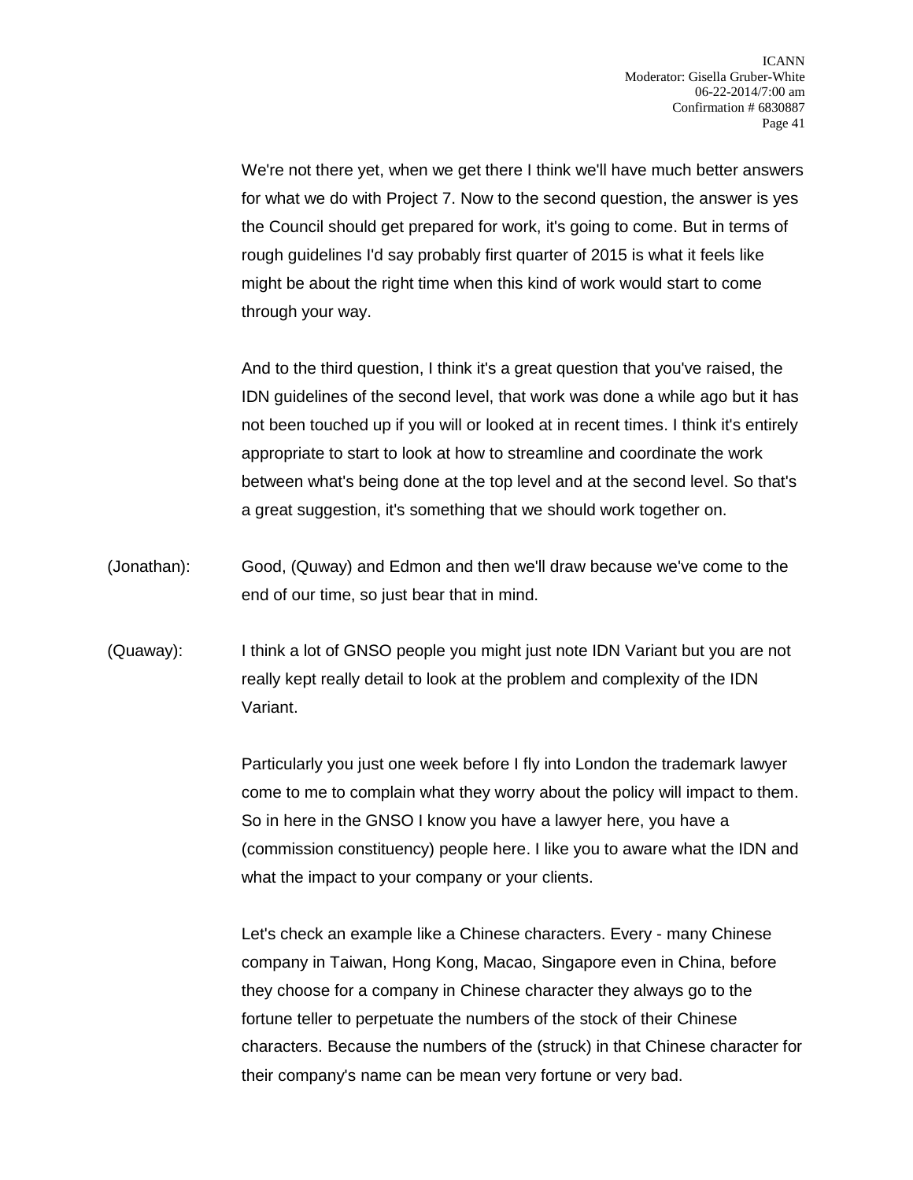We're not there yet, when we get there I think we'll have much better answers for what we do with Project 7. Now to the second question, the answer is yes the Council should get prepared for work, it's going to come. But in terms of rough guidelines I'd say probably first quarter of 2015 is what it feels like might be about the right time when this kind of work would start to come through your way.

And to the third question, I think it's a great question that you've raised, the IDN guidelines of the second level, that work was done a while ago but it has not been touched up if you will or looked at in recent times. I think it's entirely appropriate to start to look at how to streamline and coordinate the work between what's being done at the top level and at the second level. So that's a great suggestion, it's something that we should work together on.

(Jonathan): Good, (Quway) and Edmon and then we'll draw because we've come to the end of our time, so just bear that in mind.

(Quaway): I think a lot of GNSO people you might just note IDN Variant but you are not really kept really detail to look at the problem and complexity of the IDN Variant.

Particularly you just one week before I fly into London the trademark lawyer come to me to complain what they worry about the policy will impact to them. So in here in the GNSO I know you have a lawyer here, you have a (commission constituency) people here. I like you to aware what the IDN and what the impact to your company or your clients.

Let's check an example like a Chinese characters. Every - many Chinese company in Taiwan, Hong Kong, Macao, Singapore even in China, before they choose for a company in Chinese character they always go to the fortune teller to perpetuate the numbers of the stock of their Chinese characters. Because the numbers of the (struck) in that Chinese character for their company's name can be mean very fortune or very bad.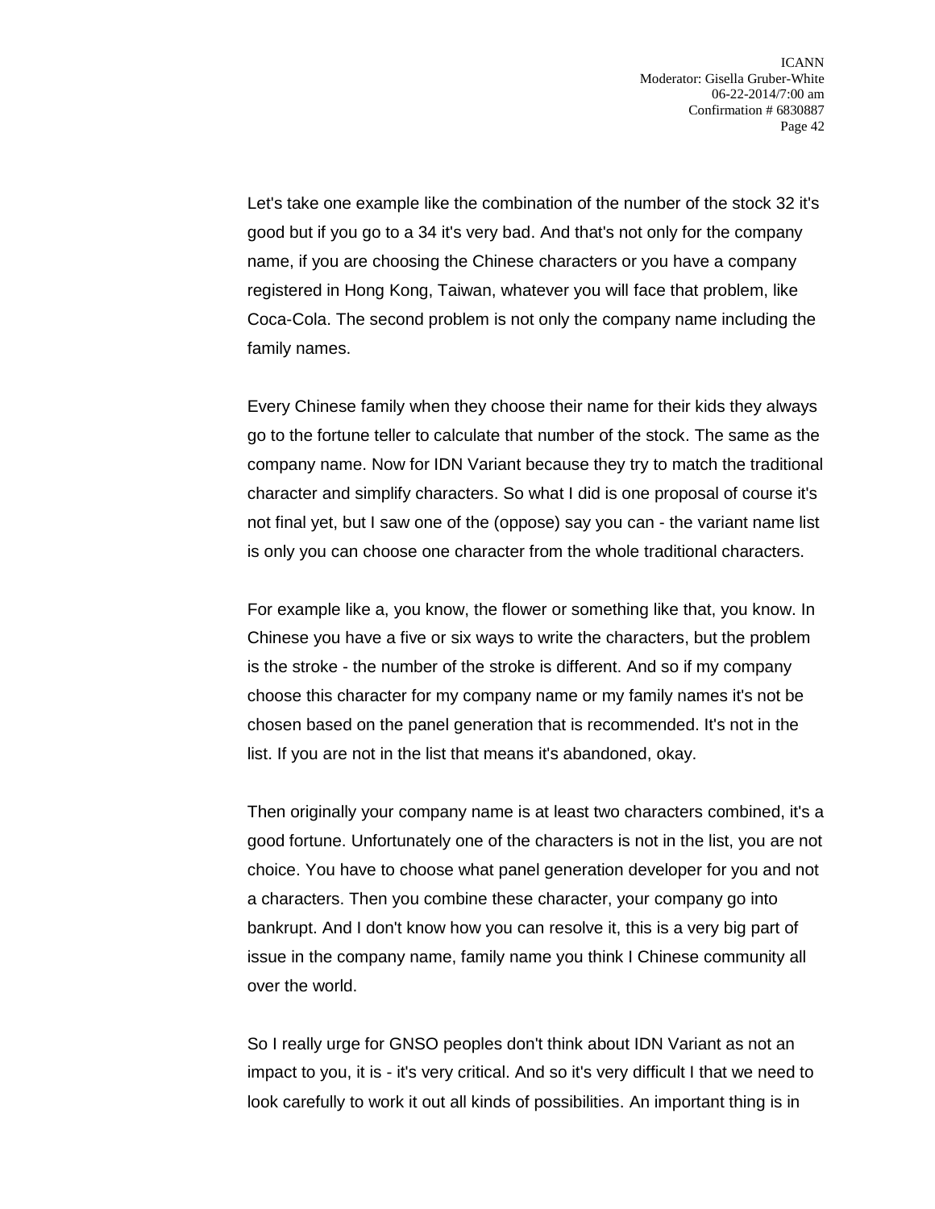Let's take one example like the combination of the number of the stock 32 it's good but if you go to a 34 it's very bad. And that's not only for the company name, if you are choosing the Chinese characters or you have a company registered in Hong Kong, Taiwan, whatever you will face that problem, like Coca-Cola. The second problem is not only the company name including the family names.

Every Chinese family when they choose their name for their kids they always go to the fortune teller to calculate that number of the stock. The same as the company name. Now for IDN Variant because they try to match the traditional character and simplify characters. So what I did is one proposal of course it's not final yet, but I saw one of the (oppose) say you can - the variant name list is only you can choose one character from the whole traditional characters.

For example like a, you know, the flower or something like that, you know. In Chinese you have a five or six ways to write the characters, but the problem is the stroke - the number of the stroke is different. And so if my company choose this character for my company name or my family names it's not be chosen based on the panel generation that is recommended. It's not in the list. If you are not in the list that means it's abandoned, okay.

Then originally your company name is at least two characters combined, it's a good fortune. Unfortunately one of the characters is not in the list, you are not choice. You have to choose what panel generation developer for you and not a characters. Then you combine these character, your company go into bankrupt. And I don't know how you can resolve it, this is a very big part of issue in the company name, family name you think I Chinese community all over the world.

So I really urge for GNSO peoples don't think about IDN Variant as not an impact to you, it is - it's very critical. And so it's very difficult I that we need to look carefully to work it out all kinds of possibilities. An important thing is in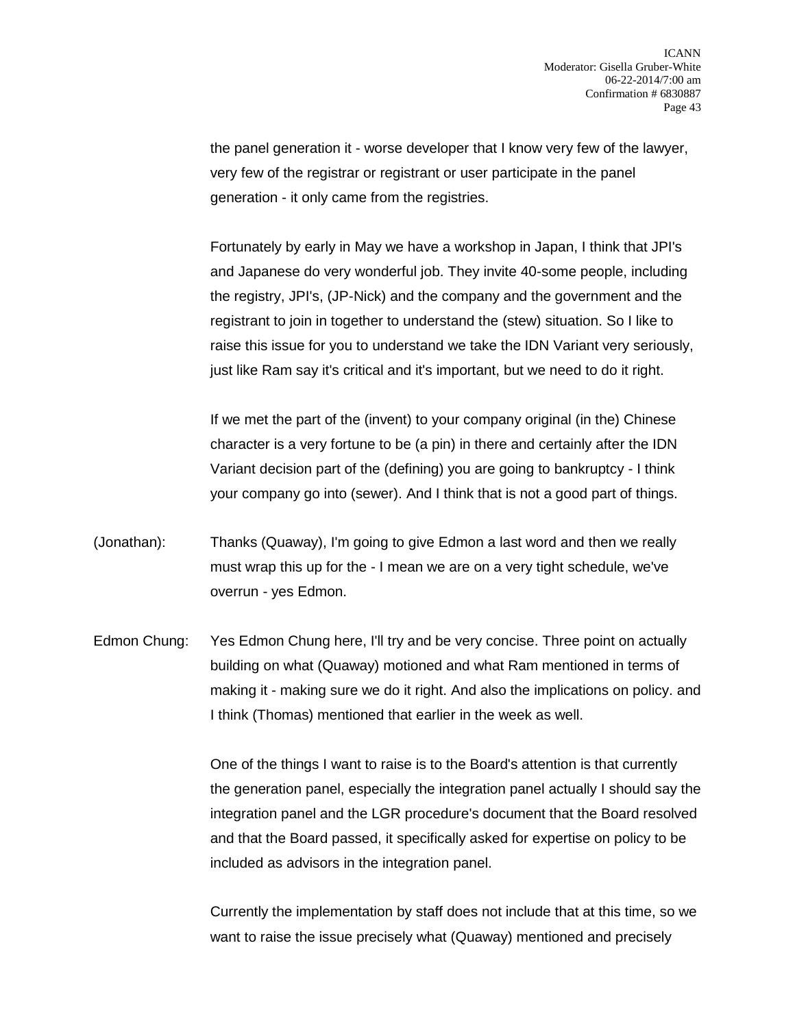the panel generation it - worse developer that I know very few of the lawyer, very few of the registrar or registrant or user participate in the panel generation - it only came from the registries.

Fortunately by early in May we have a workshop in Japan, I think that JPI's and Japanese do very wonderful job. They invite 40-some people, including the registry, JPI's, (JP-Nick) and the company and the government and the registrant to join in together to understand the (stew) situation. So I like to raise this issue for you to understand we take the IDN Variant very seriously, just like Ram say it's critical and it's important, but we need to do it right.

If we met the part of the (invent) to your company original (in the) Chinese character is a very fortune to be (a pin) in there and certainly after the IDN Variant decision part of the (defining) you are going to bankruptcy - I think your company go into (sewer). And I think that is not a good part of things.

(Jonathan): Thanks (Quaway), I'm going to give Edmon a last word and then we really must wrap this up for the - I mean we are on a very tight schedule, we've overrun - yes Edmon.

Edmon Chung: Yes Edmon Chung here, I'll try and be very concise. Three point on actually building on what (Quaway) motioned and what Ram mentioned in terms of making it - making sure we do it right. And also the implications on policy. and I think (Thomas) mentioned that earlier in the week as well.

One of the things I want to raise is to the Board's attention is that currently the generation panel, especially the integration panel actually I should say the integration panel and the LGR procedure's document that the Board resolved and that the Board passed, it specifically asked for expertise on policy to be included as advisors in the integration panel.

Currently the implementation by staff does not include that at this time, so we want to raise the issue precisely what (Quaway) mentioned and precisely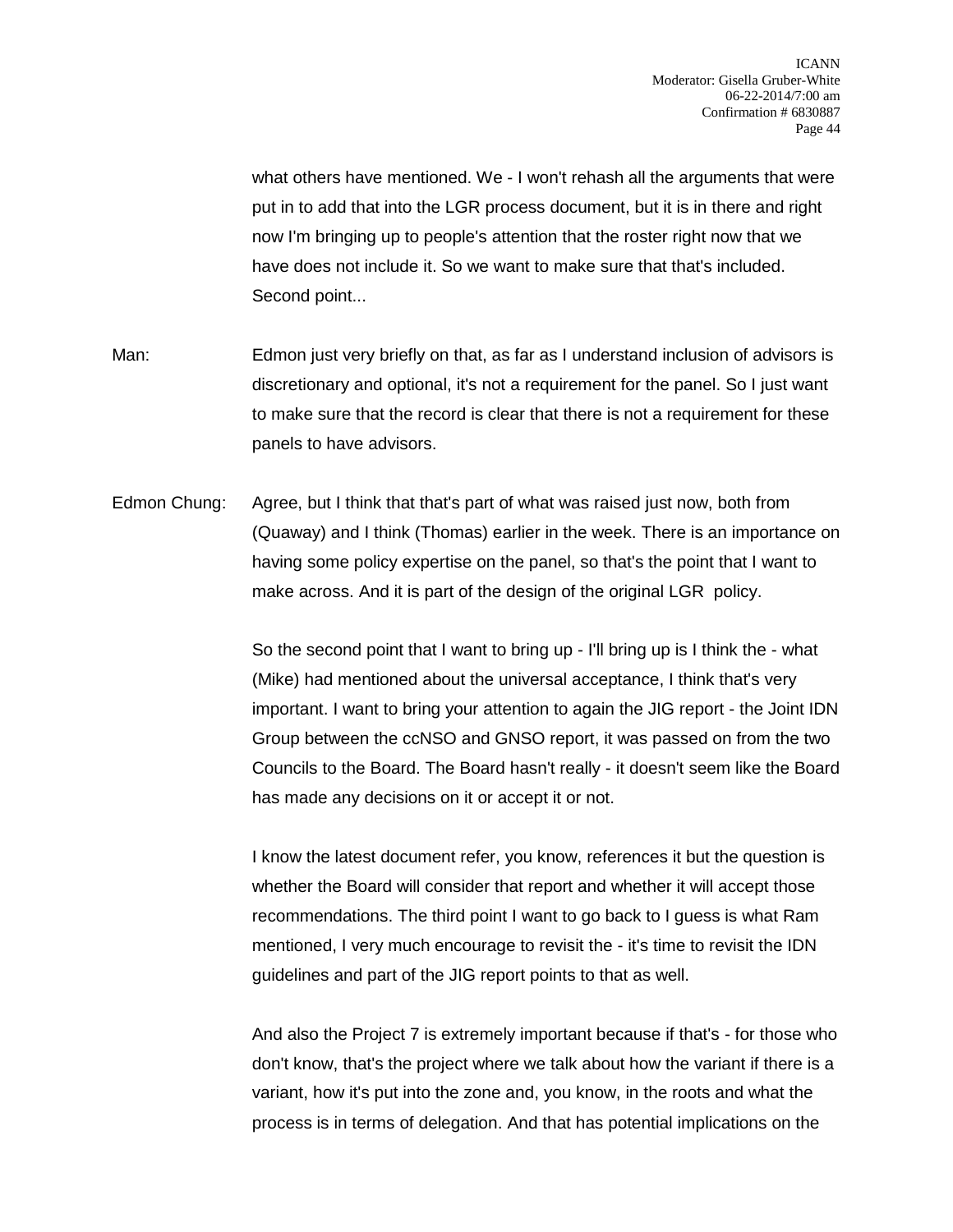what others have mentioned. We - I won't rehash all the arguments that were put in to add that into the LGR process document, but it is in there and right now I'm bringing up to people's attention that the roster right now that we have does not include it. So we want to make sure that that's included. Second point...

Man: Edmon just very briefly on that, as far as I understand inclusion of advisors is discretionary and optional, it's not a requirement for the panel. So I just want to make sure that the record is clear that there is not a requirement for these panels to have advisors.

Edmon Chung: Agree, but I think that that's part of what was raised just now, both from (Quaway) and I think (Thomas) earlier in the week. There is an importance on having some policy expertise on the panel, so that's the point that I want to make across. And it is part of the design of the original LGR policy.

So the second point that I want to bring up - I'll bring up is I think the - what (Mike) had mentioned about the universal acceptance, I think that's very important. I want to bring your attention to again the JIG report - the Joint IDN Group between the ccNSO and GNSO report, it was passed on from the two Councils to the Board. The Board hasn't really - it doesn't seem like the Board has made any decisions on it or accept it or not.

I know the latest document refer, you know, references it but the question is whether the Board will consider that report and whether it will accept those recommendations. The third point I want to go back to I guess is what Ram mentioned, I very much encourage to revisit the - it's time to revisit the IDN guidelines and part of the JIG report points to that as well.

And also the Project 7 is extremely important because if that's - for those who don't know, that's the project where we talk about how the variant if there is a variant, how it's put into the zone and, you know, in the roots and what the process is in terms of delegation. And that has potential implications on the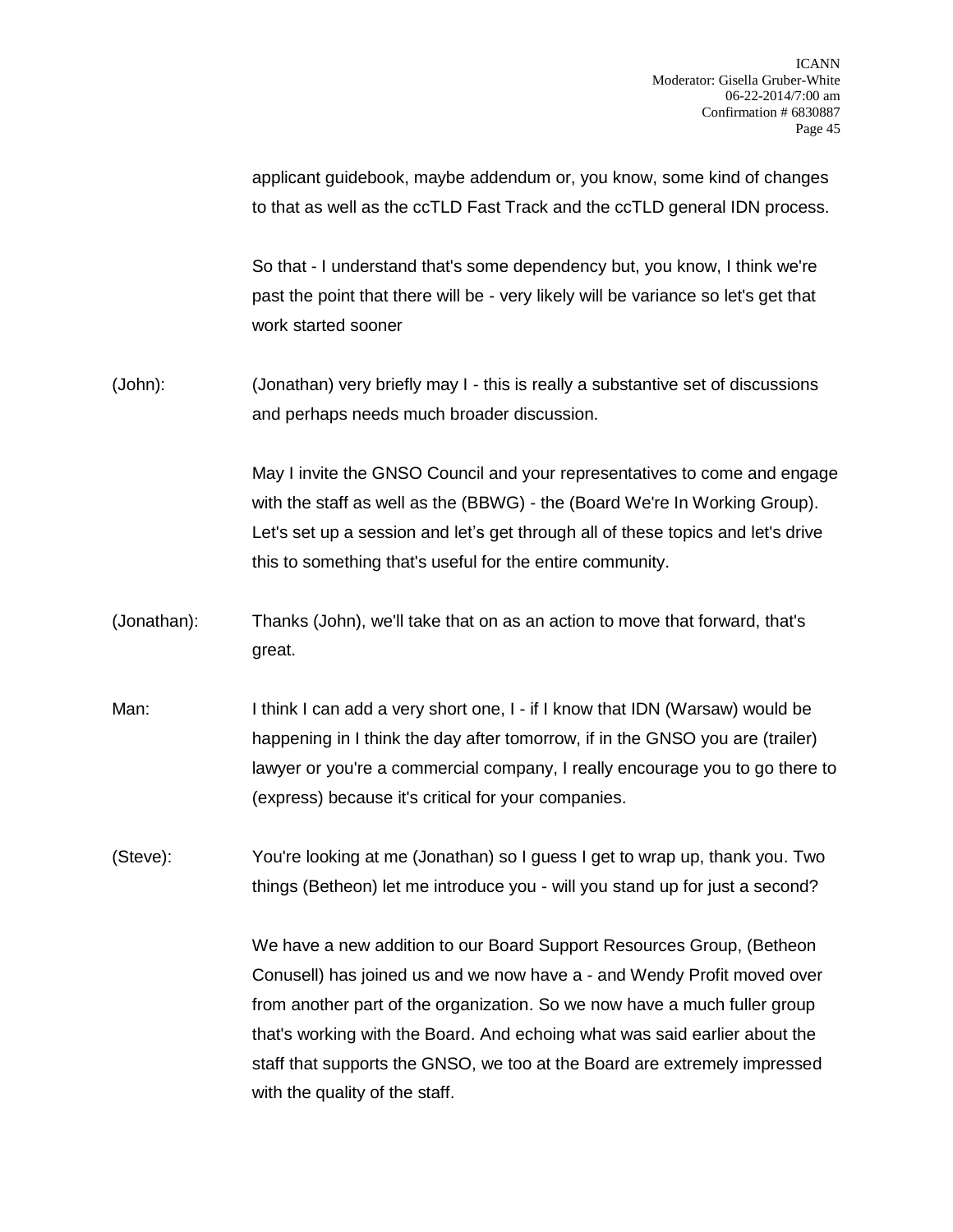applicant guidebook, maybe addendum or, you know, some kind of changes to that as well as the ccTLD Fast Track and the ccTLD general IDN process.

So that - I understand that's some dependency but, you know, I think we're past the point that there will be - very likely will be variance so let's get that work started sooner

(John): (Jonathan) very briefly may I - this is really a substantive set of discussions and perhaps needs much broader discussion.

May I invite the GNSO Council and your representatives to come and engage with the staff as well as the (BBWG) - the (Board We're In Working Group). Let's set up a session and let's get through all of these topics and let's drive this to something that's useful for the entire community.

(Jonathan): Thanks (John), we'll take that on as an action to move that forward, that's great.

Man: I think I can add a very short one, I - if I know that IDN (Warsaw) would be happening in I think the day after tomorrow, if in the GNSO you are (trailer) lawyer or you're a commercial company, I really encourage you to go there to (express) because it's critical for your companies.

(Steve): You're looking at me (Jonathan) so I guess I get to wrap up, thank you. Two things (Betheon) let me introduce you - will you stand up for just a second?

We have a new addition to our Board Support Resources Group, (Betheon Conusell) has joined us and we now have a - and Wendy Profit moved over from another part of the organization. So we now have a much fuller group that's working with the Board. And echoing what was said earlier about the staff that supports the GNSO, we too at the Board are extremely impressed with the quality of the staff.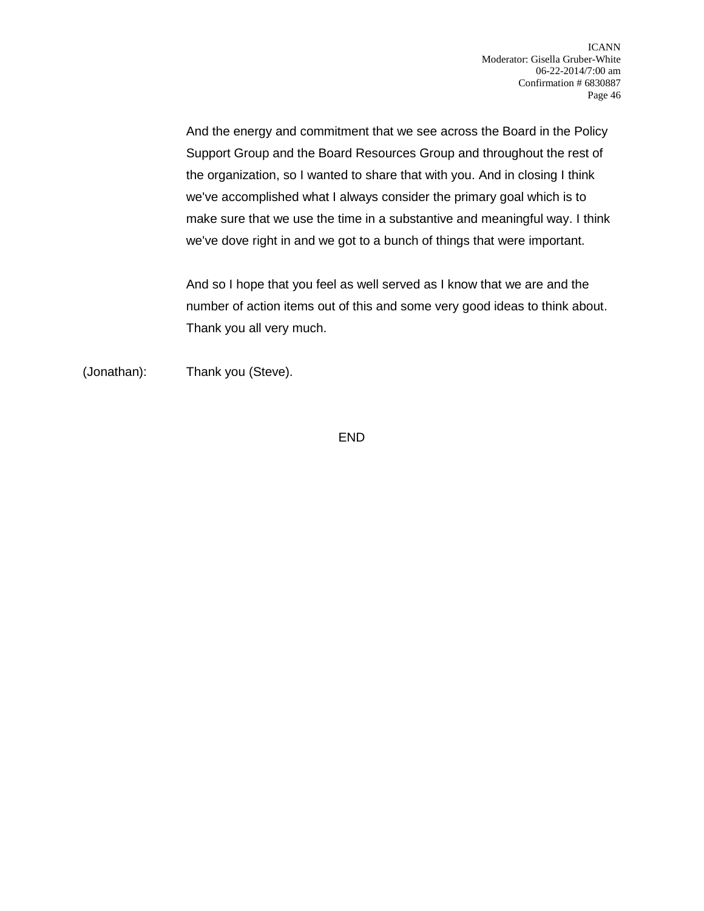And the energy and commitment that we see across the Board in the Policy Support Group and the Board Resources Group and throughout the rest of the organization, so I wanted to share that with you. And in closing I think we've accomplished what I always consider the primary goal which is to make sure that we use the time in a substantive and meaningful way. I think we've dove right in and we got to a bunch of things that were important.

And so I hope that you feel as well served as I know that we are and the number of action items out of this and some very good ideas to think about. Thank you all very much.

(Jonathan): Thank you (Steve).

END